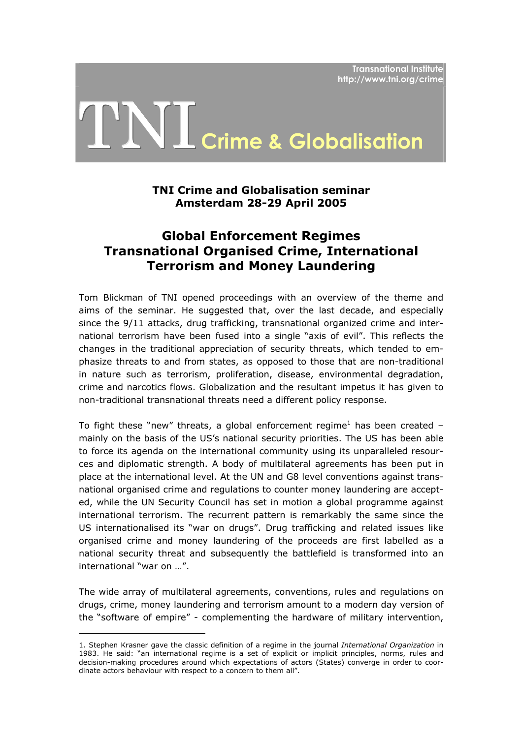Transnational Institute
http://www.tni.org/crime

# TNI Crime & Globalisation

### TNI Crime and Globalisation seminar
### Amsterdam 28-29 April 2005

## Global Enforcement Regimes
## Transnational Organised Crime, International Terrorism and Money Laundering

Tom Blickman of TNI opened proceedings with an overview of the theme and aims of the seminar. He suggested that, over the last decade, and especially since the 9/11 attacks, drug trafficking, transnational organized crime and international terrorism have been fused into a single "axis of evil". This reflects the changes in the traditional appreciation of security threats, which tended to emphasize threats to and from states, as opposed to those that are non-traditional in nature such as terrorism, proliferation, disease, environmental degradation, crime and narcotics flows. Globalization and the resultant impetus it has given to non-traditional transnational threats need a different policy response.

To fight these "new" threats, a global enforcement regime[1] has been created – mainly on the basis of the US's national security priorities. The US has been able to force its agenda on the international community using its unparalleled resources and diplomatic strength. A body of multilateral agreements has been put in place at the international level. At the UN and G8 level conventions against transnational organised crime and regulations to counter money laundering are accepted, while the UN Security Council has set in motion a global programme against international terrorism. The recurrent pattern is remarkably the same since the US internationalised its "war on drugs". Drug trafficking and related issues like organised crime and money laundering of the proceeds are first labelled as a national security threat and subsequently the battlefield is transformed into an international "war on …".

The wide array of multilateral agreements, conventions, rules and regulations on drugs, crime, money laundering and terrorism amount to a modern day version of the "software of empire" - complementing the hardware of military intervention,

---

1. Stephen Krasner gave the classic definition of a regime in the journal *International Organization* in 1983. He said: "an international regime is a set of explicit or implicit principles, norms, rules and decision-making procedures around which expectations of actors (States) converge in order to coordinate actors behaviour with respect to a concern to them all".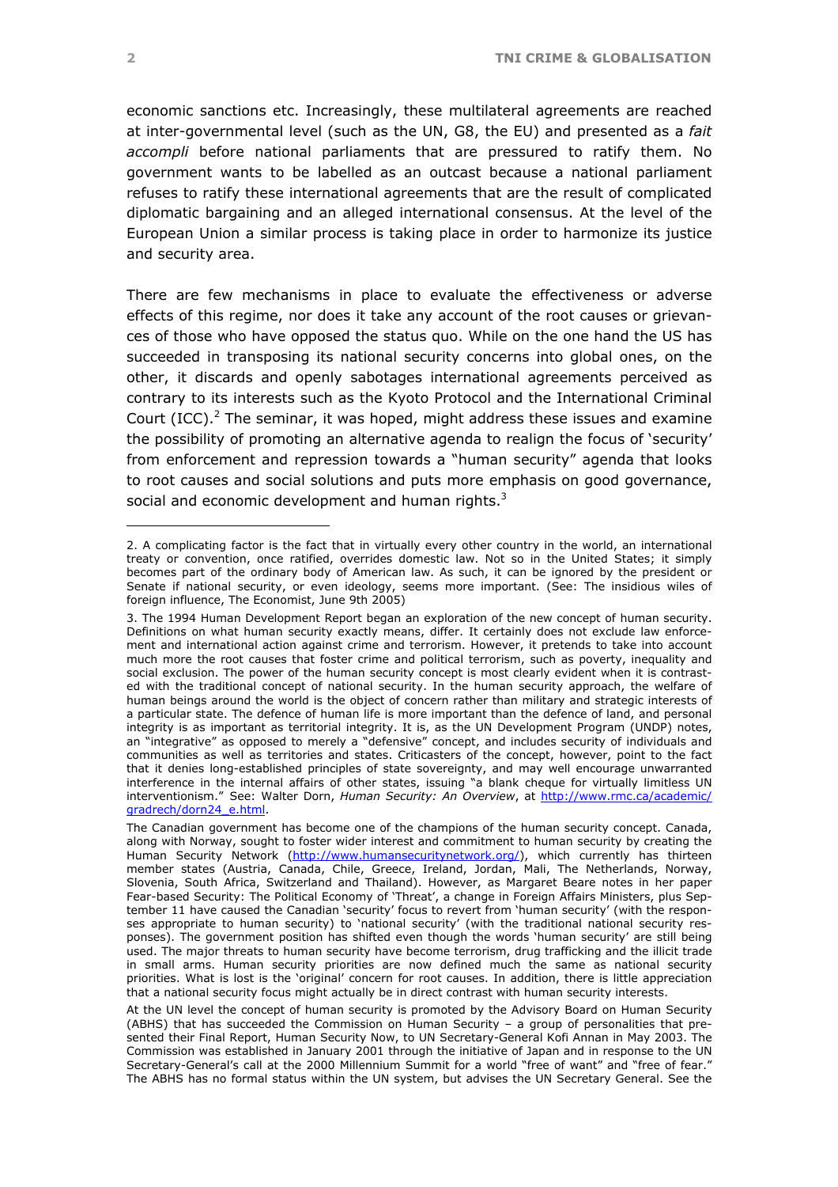economic sanctions etc. Increasingly, these multilateral agreements are reached at inter-governmental level (such as the UN, G8, the EU) and presented as a *fait accompli* before national parliaments that are pressured to ratify them. No government wants to be labelled as an outcast because a national parliament refuses to ratify these international agreements that are the result of complicated diplomatic bargaining and an alleged international consensus. At the level of the European Union a similar process is taking place in order to harmonize its justice and security area.

There are few mechanisms in place to evaluate the effectiveness or adverse effects of this regime, nor does it take any account of the root causes or grievances of those who have opposed the status quo. While on the one hand the US has succeeded in transposing its national security concerns into global ones, on the other, it discards and openly sabotages international agreements perceived as contrary to its interests such as the Kyoto Protocol and the International Criminal Court (ICC).[2] The seminar, it was hoped, might address these issues and examine the possibility of promoting an alternative agenda to realign the focus of 'security' from enforcement and repression towards a "human security" agenda that looks to root causes and social solutions and puts more emphasis on good governance, social and economic development and human rights.[3]

---

2. A complicating factor is the fact that in virtually every other country in the world, an international treaty or convention, once ratified, overrides domestic law. Not so in the United States; it simply becomes part of the ordinary body of American law. As such, it can be ignored by the president or Senate if national security, or even ideology, seems more important. (See: The insidious wiles of foreign influence, The Economist, June 9th 2005)

3. The 1994 Human Development Report began an exploration of the new concept of human security. Definitions on what human security exactly means, differ. It certainly does not exclude law enforcement and international action against crime and terrorism. However, it pretends to take into account much more the root causes that foster crime and political terrorism, such as poverty, inequality and social exclusion. The power of the human security concept is most clearly evident when it is contrasted with the traditional concept of national security. In the human security approach, the welfare of human beings around the world is the object of concern rather than military and strategic interests of a particular state. The defence of human life is more important than the defence of land, and personal integrity is as important as territorial integrity. It is, as the UN Development Program (UNDP) notes, an "integrative" as opposed to merely a "defensive" concept, and includes security of individuals and communities as well as territories and states. Criticasters of the concept, however, point to the fact that it denies long-established principles of state sovereignty, and may well encourage unwarranted interference in the internal affairs of other states, issuing "a blank cheque for virtually limitless UN interventionism." See: Walter Dorn, *Human Security: An Overview*, at http://www.rmc.ca/academic/gradrech/dorn24_e.html.

The Canadian government has become one of the champions of the human security concept. Canada, along with Norway, sought to foster wider interest and commitment to human security by creating the Human Security Network (http://www.humansecuritynetwork.org/), which currently has thirteen member states (Austria, Canada, Chile, Greece, Ireland, Jordan, Mali, The Netherlands, Norway, Slovenia, South Africa, Switzerland and Thailand). However, as Margaret Beare notes in her paper Fear-based Security: The Political Economy of 'Threat', a change in Foreign Affairs Ministers, plus September 11 have caused the Canadian 'security' focus to revert from 'human security' (with the responses appropriate to human security) to 'national security' (with the traditional national security responses). The government position has shifted even though the words 'human security' are still being used. The major threats to human security have become terrorism, drug trafficking and the illicit trade in small arms. Human security priorities are now defined much the same as national security priorities. What is lost is the 'original' concern for root causes. In addition, there is little appreciation that a national security focus might actually be in direct contrast with human security interests.

At the UN level the concept of human security is promoted by the Advisory Board on Human Security (ABHS) that has succeeded the Commission on Human Security – a group of personalities that presented their Final Report, Human Security Now, to UN Secretary-General Kofi Annan in May 2003. The Commission was established in January 2001 through the initiative of Japan and in response to the UN Secretary-General's call at the 2000 Millennium Summit for a world "free of want" and "free of fear." The ABHS has no formal status within the UN system, but advises the UN Secretary General. See the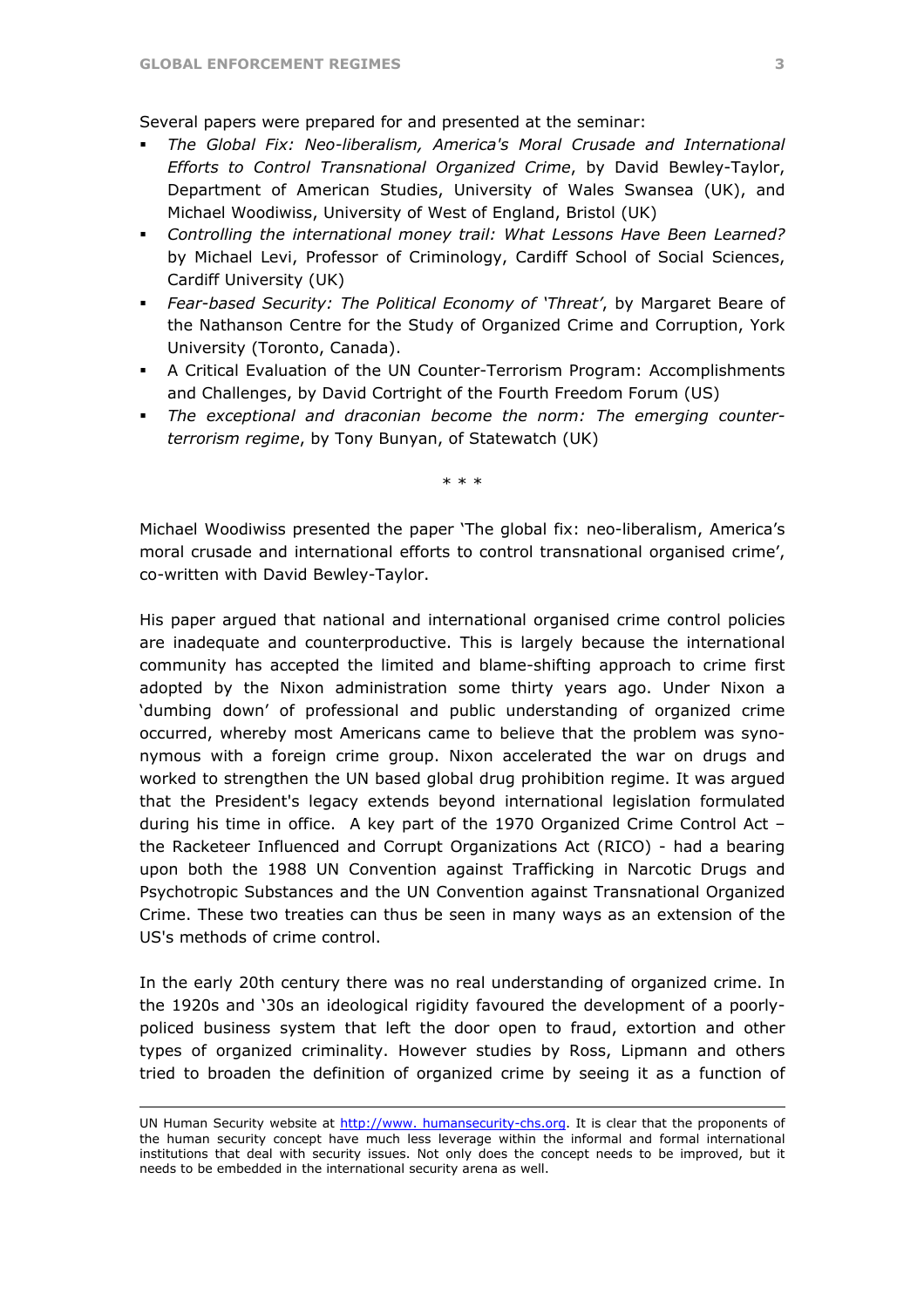Several papers were prepared for and presented at the seminar:

- *The Global Fix: Neo-liberalism, America's Moral Crusade and International Efforts to Control Transnational Organized Crime*, by David Bewley-Taylor, Department of American Studies, University of Wales Swansea (UK), and Michael Woodiwiss, University of West of England, Bristol (UK)
- *Controlling the international money trail: What Lessons Have Been Learned?* by Michael Levi, Professor of Criminology, Cardiff School of Social Sciences, Cardiff University (UK)
- *Fear-based Security: The Political Economy of 'Threat'*, by Margaret Beare of the Nathanson Centre for the Study of Organized Crime and Corruption, York University (Toronto, Canada).
- A Critical Evaluation of the UN Counter-Terrorism Program: Accomplishments and Challenges, by David Cortright of the Fourth Freedom Forum (US)
- *The exceptional and draconian become the norm: The emerging counter-terrorism regime*, by Tony Bunyan, of Statewatch (UK)

\* \* \*

Michael Woodiwiss presented the paper 'The global fix: neo-liberalism, America's moral crusade and international efforts to control transnational organised crime', co-written with David Bewley-Taylor.

His paper argued that national and international organised crime control policies are inadequate and counterproductive. This is largely because the international community has accepted the limited and blame-shifting approach to crime first adopted by the Nixon administration some thirty years ago. Under Nixon a 'dumbing down' of professional and public understanding of organized crime occurred, whereby most Americans came to believe that the problem was synonymous with a foreign crime group. Nixon accelerated the war on drugs and worked to strengthen the UN based global drug prohibition regime. It was argued that the President's legacy extends beyond international legislation formulated during his time in office. A key part of the 1970 Organized Crime Control Act – the Racketeer Influenced and Corrupt Organizations Act (RICO) - had a bearing upon both the 1988 UN Convention against Trafficking in Narcotic Drugs and Psychotropic Substances and the UN Convention against Transnational Organized Crime. These two treaties can thus be seen in many ways as an extension of the US's methods of crime control.

In the early 20th century there was no real understanding of organized crime. In the 1920s and '30s an ideological rigidity favoured the development of a poorly-policed business system that left the door open to fraud, extortion and other types of organized criminality. However studies by Ross, Lipmann and others tried to broaden the definition of organized crime by seeing it as a function of

UN Human Security website at http://www. humansecurity-chs.org. It is clear that the proponents of the human security concept have much less leverage within the informal and formal international institutions that deal with security issues. Not only does the concept needs to be improved, but it needs to be embedded in the international security arena as well.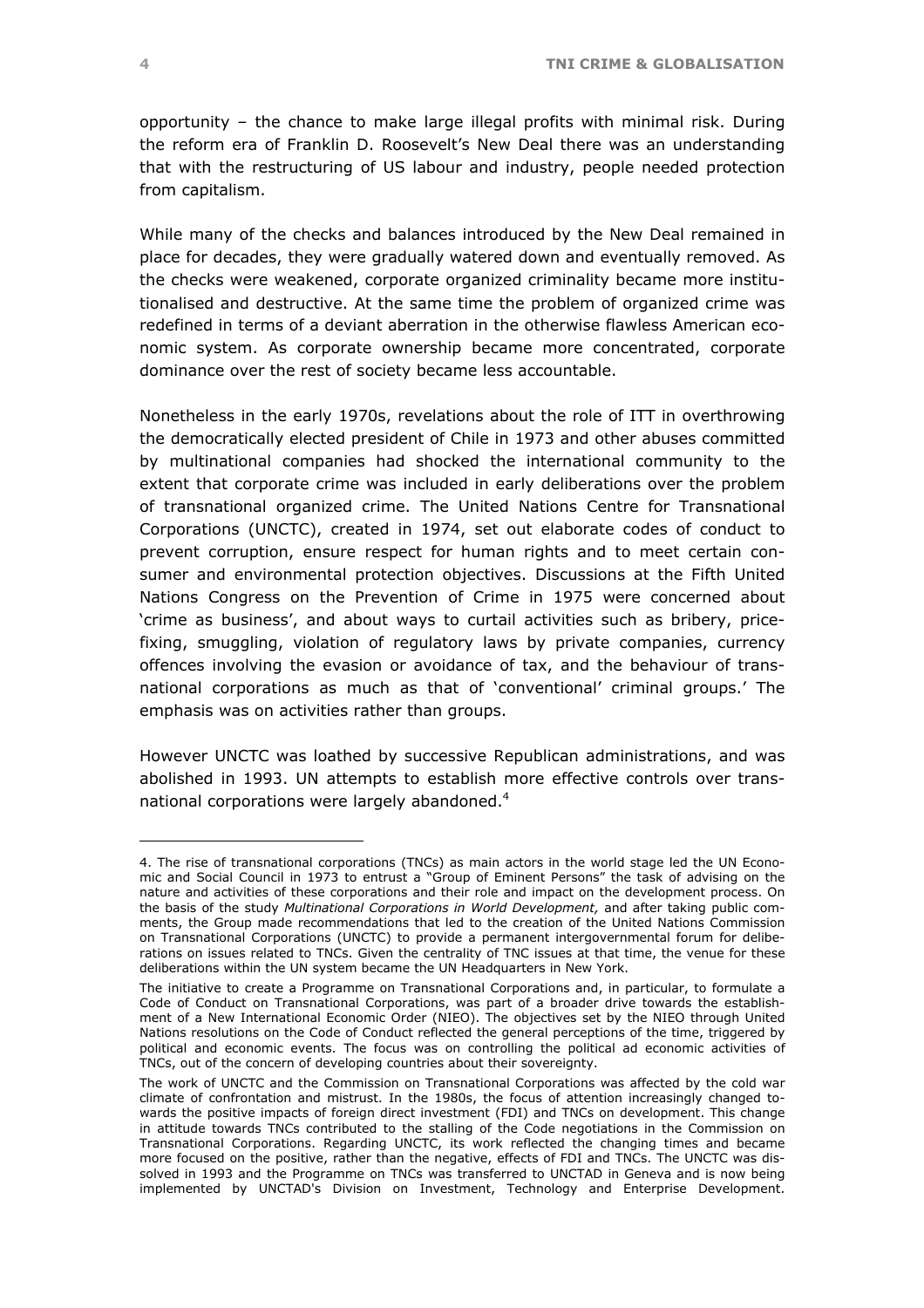opportunity – the chance to make large illegal profits with minimal risk. During the reform era of Franklin D. Roosevelt's New Deal there was an understanding that with the restructuring of US labour and industry, people needed protection from capitalism.

While many of the checks and balances introduced by the New Deal remained in place for decades, they were gradually watered down and eventually removed. As the checks were weakened, corporate organized criminality became more institutionalised and destructive. At the same time the problem of organized crime was redefined in terms of a deviant aberration in the otherwise flawless American economic system. As corporate ownership became more concentrated, corporate dominance over the rest of society became less accountable.

Nonetheless in the early 1970s, revelations about the role of ITT in overthrowing the democratically elected president of Chile in 1973 and other abuses committed by multinational companies had shocked the international community to the extent that corporate crime was included in early deliberations over the problem of transnational organized crime. The United Nations Centre for Transnational Corporations (UNCTC), created in 1974, set out elaborate codes of conduct to prevent corruption, ensure respect for human rights and to meet certain consumer and environmental protection objectives. Discussions at the Fifth United Nations Congress on the Prevention of Crime in 1975 were concerned about 'crime as business', and about ways to curtail activities such as bribery, price-fixing, smuggling, violation of regulatory laws by private companies, currency offences involving the evasion or avoidance of tax, and the behaviour of transnational corporations as much as that of 'conventional' criminal groups.' The emphasis was on activities rather than groups.

However UNCTC was loathed by successive Republican administrations, and was abolished in 1993. UN attempts to establish more effective controls over transnational corporations were largely abandoned.[4]

---

4. The rise of transnational corporations (TNCs) as main actors in the world stage led the UN Economic and Social Council in 1973 to entrust a "Group of Eminent Persons" the task of advising on the nature and activities of these corporations and their role and impact on the development process. On the basis of the study *Multinational Corporations in World Development,* and after taking public comments, the Group made recommendations that led to the creation of the United Nations Commission on Transnational Corporations (UNCTC) to provide a permanent intergovernmental forum for deliberations on issues related to TNCs. Given the centrality of TNC issues at that time, the venue for these deliberations within the UN system became the UN Headquarters in New York.

The initiative to create a Programme on Transnational Corporations and, in particular, to formulate a Code of Conduct on Transnational Corporations, was part of a broader drive towards the establishment of a New International Economic Order (NIEO). The objectives set by the NIEO through United Nations resolutions on the Code of Conduct reflected the general perceptions of the time, triggered by political and economic events. The focus was on controlling the political ad economic activities of TNCs, out of the concern of developing countries about their sovereignty.

The work of UNCTC and the Commission on Transnational Corporations was affected by the cold war climate of confrontation and mistrust. In the 1980s, the focus of attention increasingly changed towards the positive impacts of foreign direct investment (FDI) and TNCs on development. This change in attitude towards TNCs contributed to the stalling of the Code negotiations in the Commission on Transnational Corporations. Regarding UNCTC, its work reflected the changing times and became more focused on the positive, rather than the negative, effects of FDI and TNCs. The UNCTC was dissolved in 1993 and the Programme on TNCs was transferred to UNCTAD in Geneva and is now being implemented by UNCTAD's Division on Investment, Technology and Enterprise Development.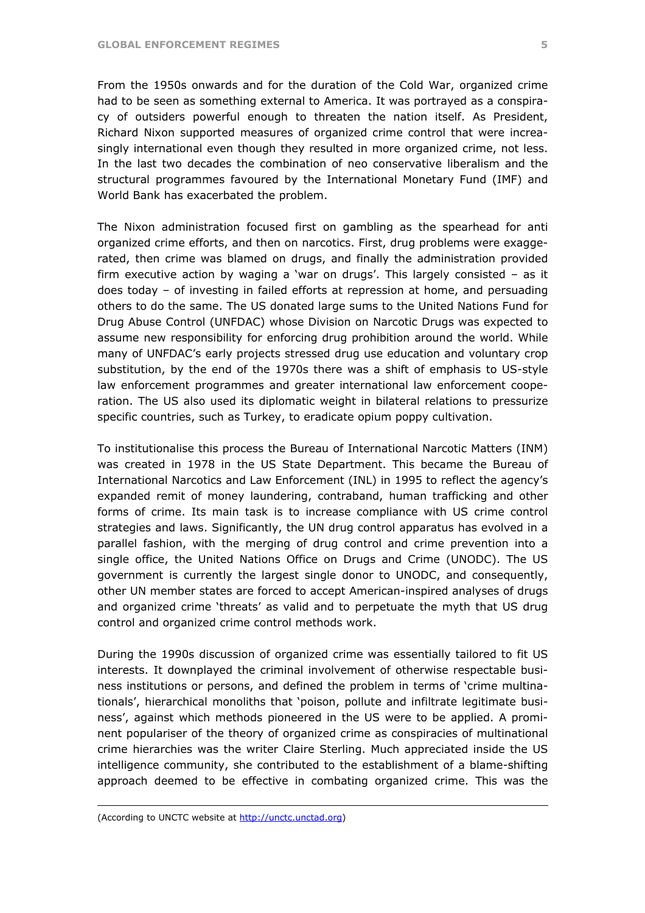From the 1950s onwards and for the duration of the Cold War, organized crime had to be seen as something external to America. It was portrayed as a conspiracy of outsiders powerful enough to threaten the nation itself. As President, Richard Nixon supported measures of organized crime control that were increasingly international even though they resulted in more organized crime, not less. In the last two decades the combination of neo conservative liberalism and the structural programmes favoured by the International Monetary Fund (IMF) and World Bank has exacerbated the problem.

The Nixon administration focused first on gambling as the spearhead for anti organized crime efforts, and then on narcotics. First, drug problems were exaggerated, then crime was blamed on drugs, and finally the administration provided firm executive action by waging a 'war on drugs'. This largely consisted – as it does today – of investing in failed efforts at repression at home, and persuading others to do the same. The US donated large sums to the United Nations Fund for Drug Abuse Control (UNFDAC) whose Division on Narcotic Drugs was expected to assume new responsibility for enforcing drug prohibition around the world. While many of UNFDAC's early projects stressed drug use education and voluntary crop substitution, by the end of the 1970s there was a shift of emphasis to US-style law enforcement programmes and greater international law enforcement cooperation. The US also used its diplomatic weight in bilateral relations to pressurize specific countries, such as Turkey, to eradicate opium poppy cultivation.

To institutionalise this process the Bureau of International Narcotic Matters (INM) was created in 1978 in the US State Department. This became the Bureau of International Narcotics and Law Enforcement (INL) in 1995 to reflect the agency's expanded remit of money laundering, contraband, human trafficking and other forms of crime. Its main task is to increase compliance with US crime control strategies and laws. Significantly, the UN drug control apparatus has evolved in a parallel fashion, with the merging of drug control and crime prevention into a single office, the United Nations Office on Drugs and Crime (UNODC). The US government is currently the largest single donor to UNODC, and consequently, other UN member states are forced to accept American-inspired analyses of drugs and organized crime 'threats' as valid and to perpetuate the myth that US drug control and organized crime control methods work.

During the 1990s discussion of organized crime was essentially tailored to fit US interests. It downplayed the criminal involvement of otherwise respectable business institutions or persons, and defined the problem in terms of 'crime multinationals', hierarchical monoliths that 'poison, pollute and infiltrate legitimate business', against which methods pioneered in the US were to be applied. A prominent populariser of the theory of organized crime as conspiracies of multinational crime hierarchies was the writer Claire Sterling. Much appreciated inside the US intelligence community, she contributed to the establishment of a blame-shifting approach deemed to be effective in combating organized crime. This was the

(According to UNCTC website at http://unctc.unctad.org)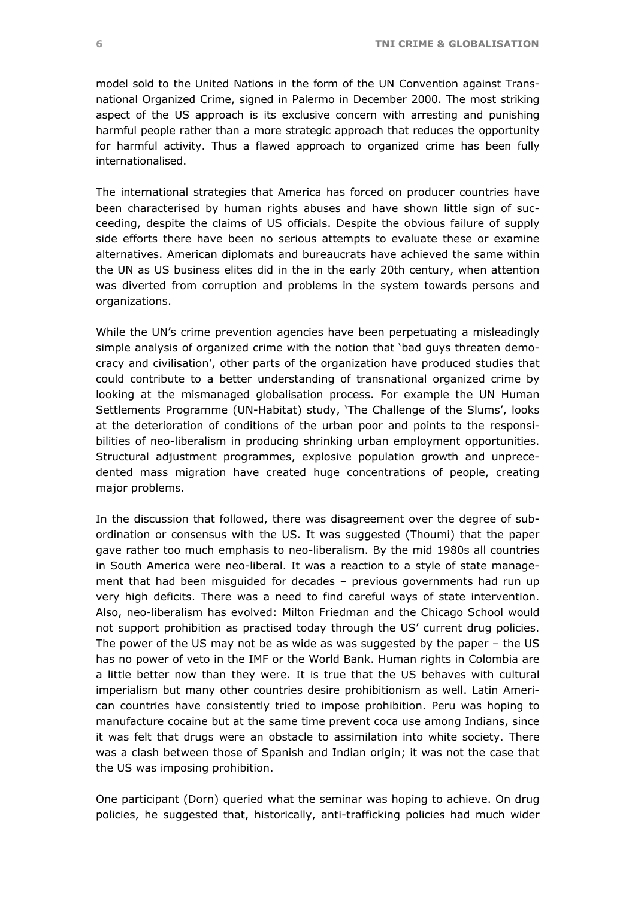model sold to the United Nations in the form of the UN Convention against Transnational Organized Crime, signed in Palermo in December 2000. The most striking aspect of the US approach is its exclusive concern with arresting and punishing harmful people rather than a more strategic approach that reduces the opportunity for harmful activity. Thus a flawed approach to organized crime has been fully internationalised.

The international strategies that America has forced on producer countries have been characterised by human rights abuses and have shown little sign of succeeding, despite the claims of US officials. Despite the obvious failure of supply side efforts there have been no serious attempts to evaluate these or examine alternatives. American diplomats and bureaucrats have achieved the same within the UN as US business elites did in the in the early 20th century, when attention was diverted from corruption and problems in the system towards persons and organizations.

While the UN's crime prevention agencies have been perpetuating a misleadingly simple analysis of organized crime with the notion that 'bad guys threaten democracy and civilisation', other parts of the organization have produced studies that could contribute to a better understanding of transnational organized crime by looking at the mismanaged globalisation process. For example the UN Human Settlements Programme (UN-Habitat) study, 'The Challenge of the Slums', looks at the deterioration of conditions of the urban poor and points to the responsibilities of neo-liberalism in producing shrinking urban employment opportunities. Structural adjustment programmes, explosive population growth and unprecedented mass migration have created huge concentrations of people, creating major problems.

In the discussion that followed, there was disagreement over the degree of subordination or consensus with the US. It was suggested (Thoumi) that the paper gave rather too much emphasis to neo-liberalism. By the mid 1980s all countries in South America were neo-liberal. It was a reaction to a style of state management that had been misguided for decades – previous governments had run up very high deficits. There was a need to find careful ways of state intervention. Also, neo-liberalism has evolved: Milton Friedman and the Chicago School would not support prohibition as practised today through the US' current drug policies. The power of the US may not be as wide as was suggested by the paper – the US has no power of veto in the IMF or the World Bank. Human rights in Colombia are a little better now than they were. It is true that the US behaves with cultural imperialism but many other countries desire prohibitionism as well. Latin American countries have consistently tried to impose prohibition. Peru was hoping to manufacture cocaine but at the same time prevent coca use among Indians, since it was felt that drugs were an obstacle to assimilation into white society. There was a clash between those of Spanish and Indian origin; it was not the case that the US was imposing prohibition.

One participant (Dorn) queried what the seminar was hoping to achieve. On drug policies, he suggested that, historically, anti-trafficking policies had much wider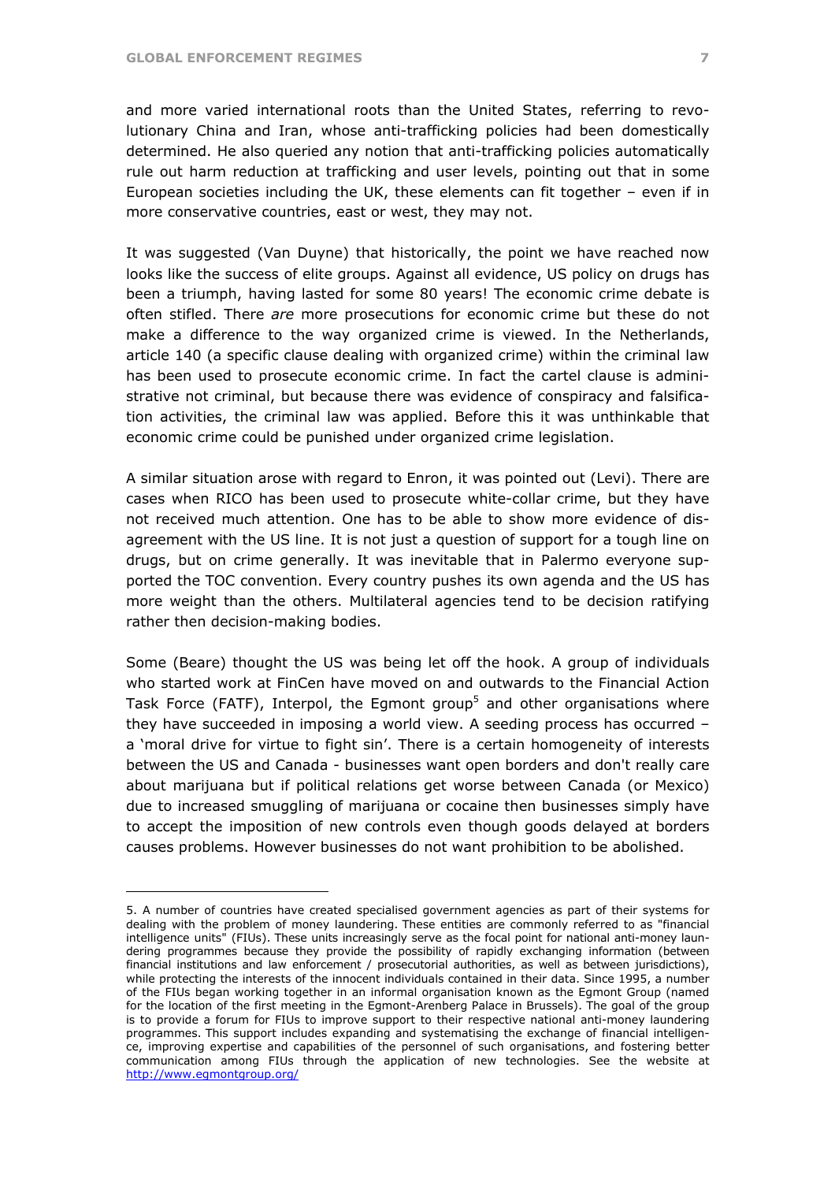and more varied international roots than the United States, referring to revolutionary China and Iran, whose anti-trafficking policies had been domestically determined. He also queried any notion that anti-trafficking policies automatically rule out harm reduction at trafficking and user levels, pointing out that in some European societies including the UK, these elements can fit together – even if in more conservative countries, east or west, they may not.

It was suggested (Van Duyne) that historically, the point we have reached now looks like the success of elite groups. Against all evidence, US policy on drugs has been a triumph, having lasted for some 80 years! The economic crime debate is often stifled. There *are* more prosecutions for economic crime but these do not make a difference to the way organized crime is viewed. In the Netherlands, article 140 (a specific clause dealing with organized crime) within the criminal law has been used to prosecute economic crime. In fact the cartel clause is administrative not criminal, but because there was evidence of conspiracy and falsification activities, the criminal law was applied. Before this it was unthinkable that economic crime could be punished under organized crime legislation.

A similar situation arose with regard to Enron, it was pointed out (Levi). There are cases when RICO has been used to prosecute white-collar crime, but they have not received much attention. One has to be able to show more evidence of disagreement with the US line. It is not just a question of support for a tough line on drugs, but on crime generally. It was inevitable that in Palermo everyone supported the TOC convention. Every country pushes its own agenda and the US has more weight than the others. Multilateral agencies tend to be decision ratifying rather then decision-making bodies.

Some (Beare) thought the US was being let off the hook. A group of individuals who started work at FinCen have moved on and outwards to the Financial Action Task Force (FATF), Interpol, the Egmont group[5] and other organisations where they have succeeded in imposing a world view. A seeding process has occurred – a 'moral drive for virtue to fight sin'. There is a certain homogeneity of interests between the US and Canada - businesses want open borders and don't really care about marijuana but if political relations get worse between Canada (or Mexico) due to increased smuggling of marijuana or cocaine then businesses simply have to accept the imposition of new controls even though goods delayed at borders causes problems. However businesses do not want prohibition to be abolished.

---

5. A number of countries have created specialised government agencies as part of their systems for dealing with the problem of money laundering. These entities are commonly referred to as "financial intelligence units" (FIUs). These units increasingly serve as the focal point for national anti-money laundering programmes because they provide the possibility of rapidly exchanging information (between financial institutions and law enforcement / prosecutorial authorities, as well as between jurisdictions), while protecting the interests of the innocent individuals contained in their data. Since 1995, a number of the FIUs began working together in an informal organisation known as the Egmont Group (named for the location of the first meeting in the Egmont-Arenberg Palace in Brussels). The goal of the group is to provide a forum for FIUs to improve support to their respective national anti-money laundering programmes. This support includes expanding and systematising the exchange of financial intelligence, improving expertise and capabilities of the personnel of such organisations, and fostering better communication among FIUs through the application of new technologies. See the website at http://www.egmontgroup.org/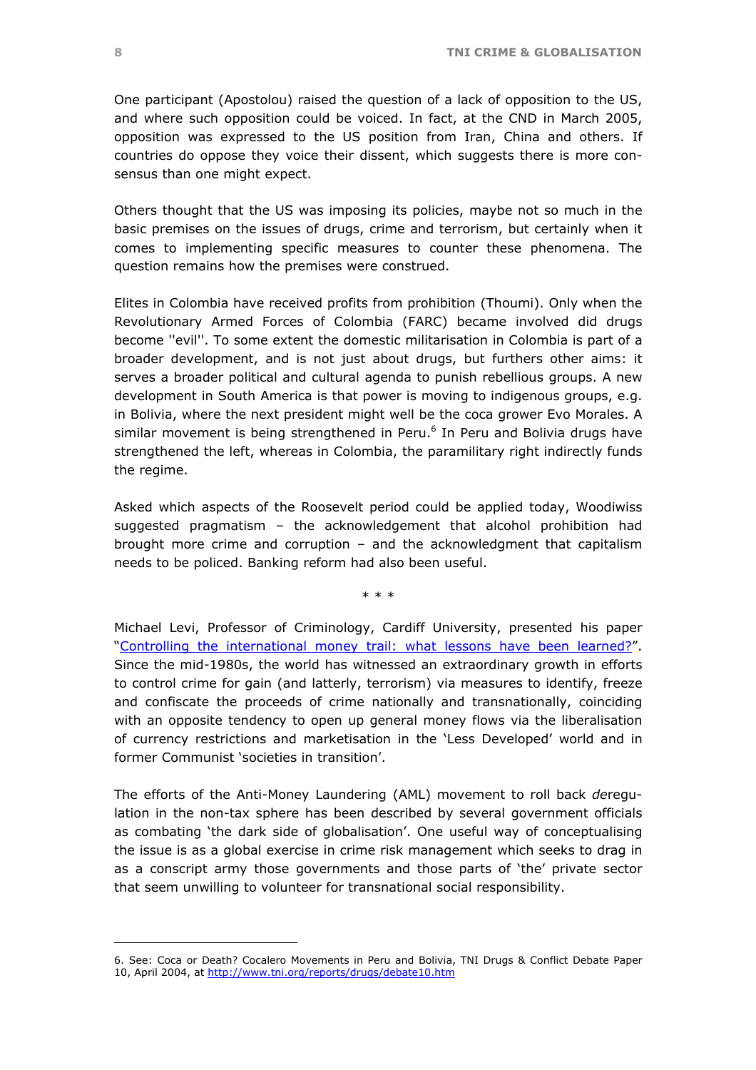One participant (Apostolou) raised the question of a lack of opposition to the US, and where such opposition could be voiced. In fact, at the CND in March 2005, opposition was expressed to the US position from Iran, China and others. If countries do oppose they voice their dissent, which suggests there is more consensus than one might expect.

Others thought that the US was imposing its policies, maybe not so much in the basic premises on the issues of drugs, crime and terrorism, but certainly when it comes to implementing specific measures to counter these phenomena. The question remains how the premises were construed.

Elites in Colombia have received profits from prohibition (Thoumi). Only when the Revolutionary Armed Forces of Colombia (FARC) became involved did drugs become ''evil''. To some extent the domestic militarisation in Colombia is part of a broader development, and is not just about drugs, but furthers other aims: it serves a broader political and cultural agenda to punish rebellious groups. A new development in South America is that power is moving to indigenous groups, e.g. in Bolivia, where the next president might well be the coca grower Evo Morales. A similar movement is being strengthened in Peru.[6] In Peru and Bolivia drugs have strengthened the left, whereas in Colombia, the paramilitary right indirectly funds the regime.

Asked which aspects of the Roosevelt period could be applied today, Woodiwiss suggested pragmatism – the acknowledgement that alcohol prohibition had brought more crime and corruption – and the acknowledgment that capitalism needs to be policed. Banking reform had also been useful.

\* \* \*

Michael Levi, Professor of Criminology, Cardiff University, presented his paper "[Controlling the international money trail: what lessons have been learned?]()". Since the mid-1980s, the world has witnessed an extraordinary growth in efforts to control crime for gain (and latterly, terrorism) via measures to identify, freeze and confiscate the proceeds of crime nationally and transnationally, coinciding with an opposite tendency to open up general money flows via the liberalisation of currency restrictions and marketisation in the 'Less Developed' world and in former Communist 'societies in transition'.

The efforts of the Anti-Money Laundering (AML) movement to roll back *de*regulation in the non-tax sphere has been described by several government officials as combating 'the dark side of globalisation'. One useful way of conceptualising the issue is as a global exercise in crime risk management which seeks to drag in as a conscript army those governments and those parts of 'the' private sector that seem unwilling to volunteer for transnational social responsibility.

---

6. See: Coca or Death? Cocalero Movements in Peru and Bolivia, TNI Drugs & Conflict Debate Paper 10, April 2004, at http://www.tni.org/reports/drugs/debate10.htm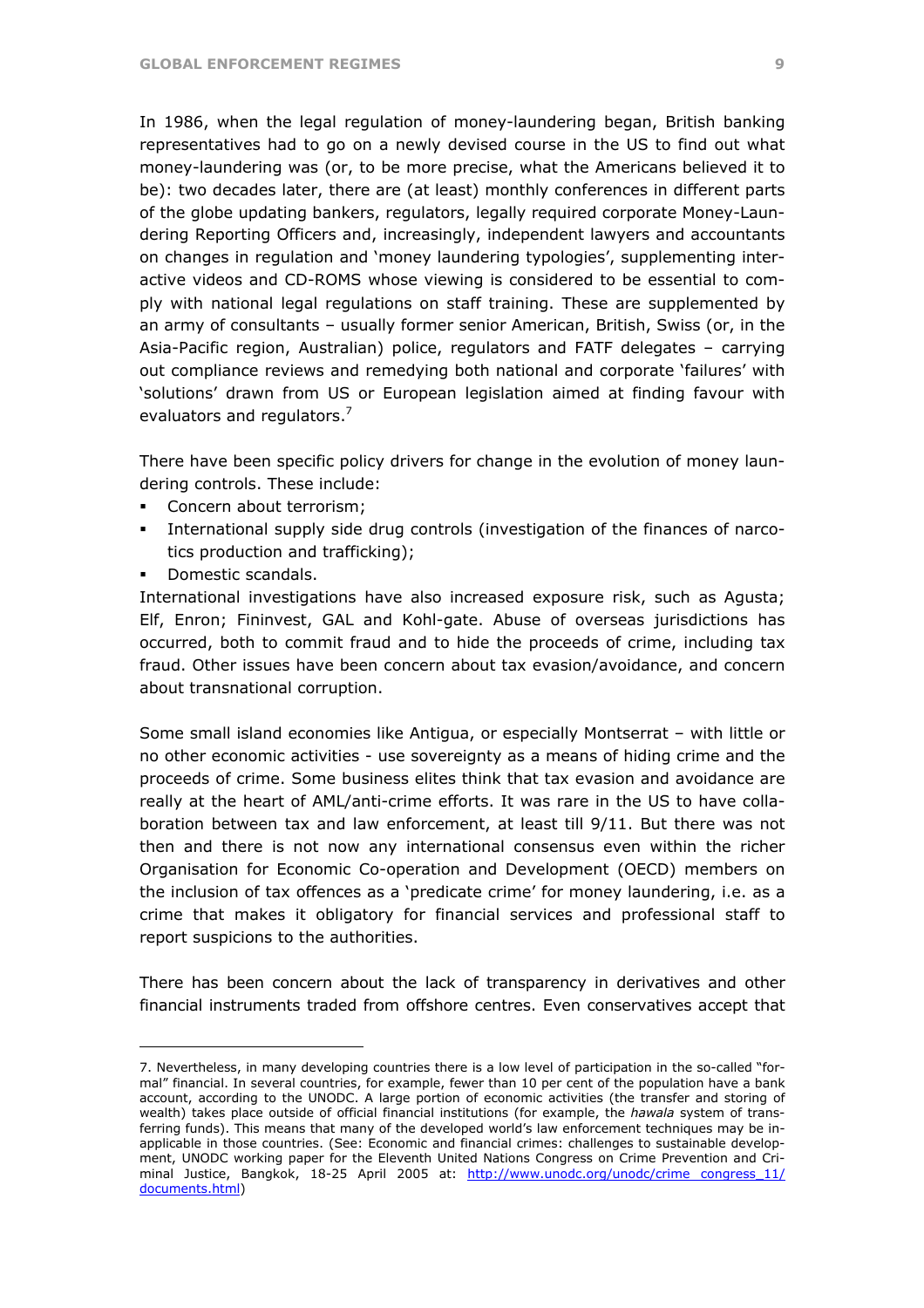In 1986, when the legal regulation of money-laundering began, British banking representatives had to go on a newly devised course in the US to find out what money-laundering was (or, to be more precise, what the Americans believed it to be): two decades later, there are (at least) monthly conferences in different parts of the globe updating bankers, regulators, legally required corporate Money-Laundering Reporting Officers and, increasingly, independent lawyers and accountants on changes in regulation and 'money laundering typologies', supplementing interactive videos and CD-ROMS whose viewing is considered to be essential to comply with national legal regulations on staff training. These are supplemented by an army of consultants – usually former senior American, British, Swiss (or, in the Asia-Pacific region, Australian) police, regulators and FATF delegates – carrying out compliance reviews and remedying both national and corporate 'failures' with 'solutions' drawn from US or European legislation aimed at finding favour with evaluators and regulators.[7]

There have been specific policy drivers for change in the evolution of money laundering controls. These include:

- Concern about terrorism;
- International supply side drug controls (investigation of the finances of narcotics production and trafficking);
- Domestic scandals.

International investigations have also increased exposure risk, such as Agusta; Elf, Enron; Fininvest, GAL and Kohl-gate. Abuse of overseas jurisdictions has occurred, both to commit fraud and to hide the proceeds of crime, including tax fraud. Other issues have been concern about tax evasion/avoidance, and concern about transnational corruption.

Some small island economies like Antigua, or especially Montserrat – with little or no other economic activities - use sovereignty as a means of hiding crime and the proceeds of crime. Some business elites think that tax evasion and avoidance are really at the heart of AML/anti-crime efforts. It was rare in the US to have collaboration between tax and law enforcement, at least till 9/11. But there was not then and there is not now any international consensus even within the richer Organisation for Economic Co-operation and Development (OECD) members on the inclusion of tax offences as a 'predicate crime' for money laundering, i.e. as a crime that makes it obligatory for financial services and professional staff to report suspicions to the authorities.

There has been concern about the lack of transparency in derivatives and other financial instruments traded from offshore centres. Even conservatives accept that

---

7. Nevertheless, in many developing countries there is a low level of participation in the so-called "formal" financial. In several countries, for example, fewer than 10 per cent of the population have a bank account, according to the UNODC. A large portion of economic activities (the transfer and storing of wealth) takes place outside of official financial institutions (for example, the *hawala* system of transferring funds). This means that many of the developed world's law enforcement techniques may be inapplicable in those countries. (See: Economic and financial crimes: challenges to sustainable development, UNODC working paper for the Eleventh United Nations Congress on Crime Prevention and Criminal Justice, Bangkok, 18-25 April 2005 at: [http://www.unodc.org/unodc/crime_congress_11/documents.html](http://www.unodc.org/unodc/crime_congress_11/documents.html))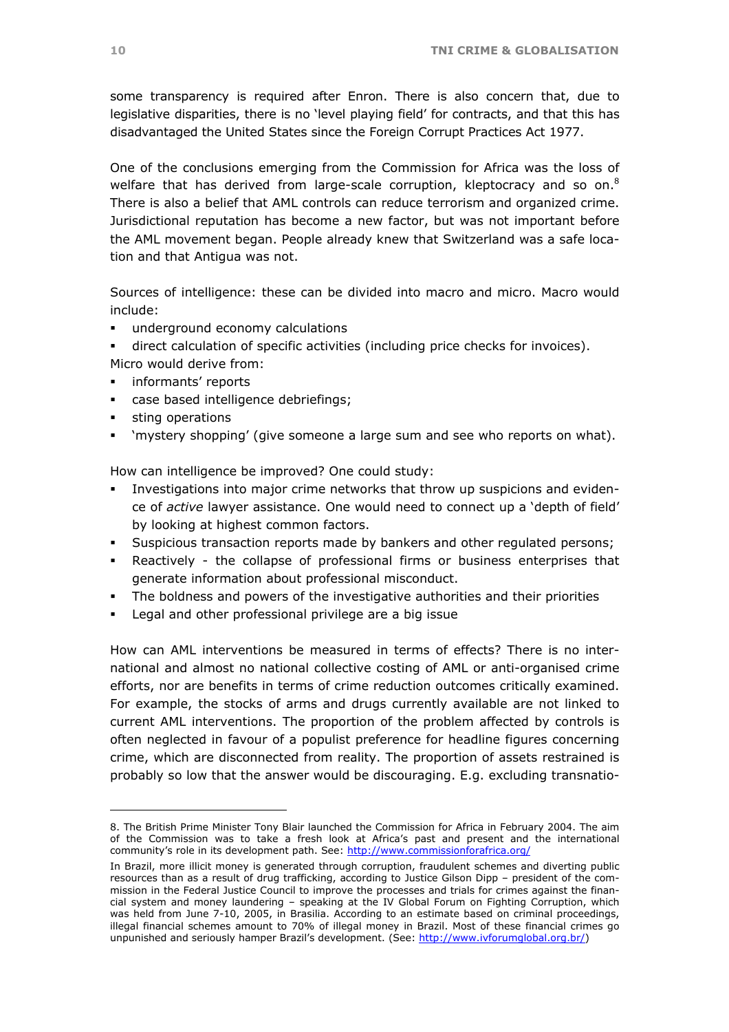some transparency is required after Enron. There is also concern that, due to legislative disparities, there is no 'level playing field' for contracts, and that this has disadvantaged the United States since the Foreign Corrupt Practices Act 1977.

One of the conclusions emerging from the Commission for Africa was the loss of welfare that has derived from large-scale corruption, kleptocracy and so on.[8] There is also a belief that AML controls can reduce terrorism and organized crime. Jurisdictional reputation has become a new factor, but was not important before the AML movement began. People already knew that Switzerland was a safe location and that Antigua was not.

Sources of intelligence: these can be divided into macro and micro. Macro would include:

- underground economy calculations
- direct calculation of specific activities (including price checks for invoices).

Micro would derive from:

- informants' reports
- case based intelligence debriefings;
- sting operations
- 'mystery shopping' (give someone a large sum and see who reports on what).

How can intelligence be improved? One could study:

- Investigations into major crime networks that throw up suspicions and evidence of *active* lawyer assistance. One would need to connect up a 'depth of field' by looking at highest common factors.
- Suspicious transaction reports made by bankers and other regulated persons;
- Reactively - the collapse of professional firms or business enterprises that generate information about professional misconduct.
- The boldness and powers of the investigative authorities and their priorities
- Legal and other professional privilege are a big issue

How can AML interventions be measured in terms of effects? There is no international and almost no national collective costing of AML or anti-organised crime efforts, nor are benefits in terms of crime reduction outcomes critically examined. For example, the stocks of arms and drugs currently available are not linked to current AML interventions. The proportion of the problem affected by controls is often neglected in favour of a populist preference for headline figures concerning crime, which are disconnected from reality. The proportion of assets restrained is probably so low that the answer would be discouraging. E.g. excluding transnatio-

---

8. The British Prime Minister Tony Blair launched the Commission for Africa in February 2004. The aim of the Commission was to take a fresh look at Africa's past and present and the international community's role in its development path. See: http://www.commissionforafrica.org/

In Brazil, more illicit money is generated through corruption, fraudulent schemes and diverting public resources than as a result of drug trafficking, according to Justice Gilson Dipp – president of the commission in the Federal Justice Council to improve the processes and trials for crimes against the financial system and money laundering – speaking at the IV Global Forum on Fighting Corruption, which was held from June 7-10, 2005, in Brasilia. According to an estimate based on criminal proceedings, illegal financial schemes amount to 70% of illegal money in Brazil. Most of these financial crimes go unpunished and seriously hamper Brazil's development. (See: http://www.ivforumglobal.org.br/)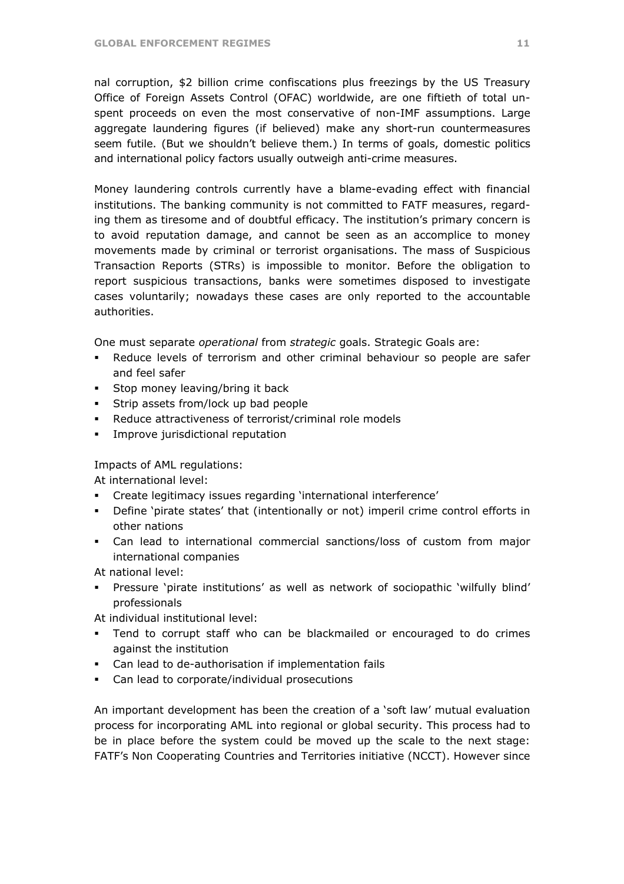nal corruption, $2 billion crime confiscations plus freezings by the US Treasury Office of Foreign Assets Control (OFAC) worldwide, are one fiftieth of total unspent proceeds on even the most conservative of non-IMF assumptions. Large aggregate laundering figures (if believed) make any short-run countermeasures seem futile. (But we shouldn't believe them.) In terms of goals, domestic politics and international policy factors usually outweigh anti-crime measures.

Money laundering controls currently have a blame-evading effect with financial institutions. The banking community is not committed to FATF measures, regarding them as tiresome and of doubtful efficacy. The institution's primary concern is to avoid reputation damage, and cannot be seen as an accomplice to money movements made by criminal or terrorist organisations. The mass of Suspicious Transaction Reports (STRs) is impossible to monitor. Before the obligation to report suspicious transactions, banks were sometimes disposed to investigate cases voluntarily; nowadays these cases are only reported to the accountable authorities.

One must separate *operational* from *strategic* goals. Strategic Goals are:

- Reduce levels of terrorism and other criminal behaviour so people are safer and feel safer
- Stop money leaving/bring it back
- Strip assets from/lock up bad people
- Reduce attractiveness of terrorist/criminal role models
- Improve jurisdictional reputation

Impacts of AML regulations:

At international level:

- Create legitimacy issues regarding 'international interference'
- Define 'pirate states' that (intentionally or not) imperil crime control efforts in other nations
- Can lead to international commercial sanctions/loss of custom from major international companies

At national level:

- Pressure 'pirate institutions' as well as network of sociopathic 'wilfully blind' professionals

At individual institutional level:

- Tend to corrupt staff who can be blackmailed or encouraged to do crimes against the institution
- Can lead to de-authorisation if implementation fails
- Can lead to corporate/individual prosecutions

An important development has been the creation of a 'soft law' mutual evaluation process for incorporating AML into regional or global security. This process had to be in place before the system could be moved up the scale to the next stage: FATF's Non Cooperating Countries and Territories initiative (NCCT). However since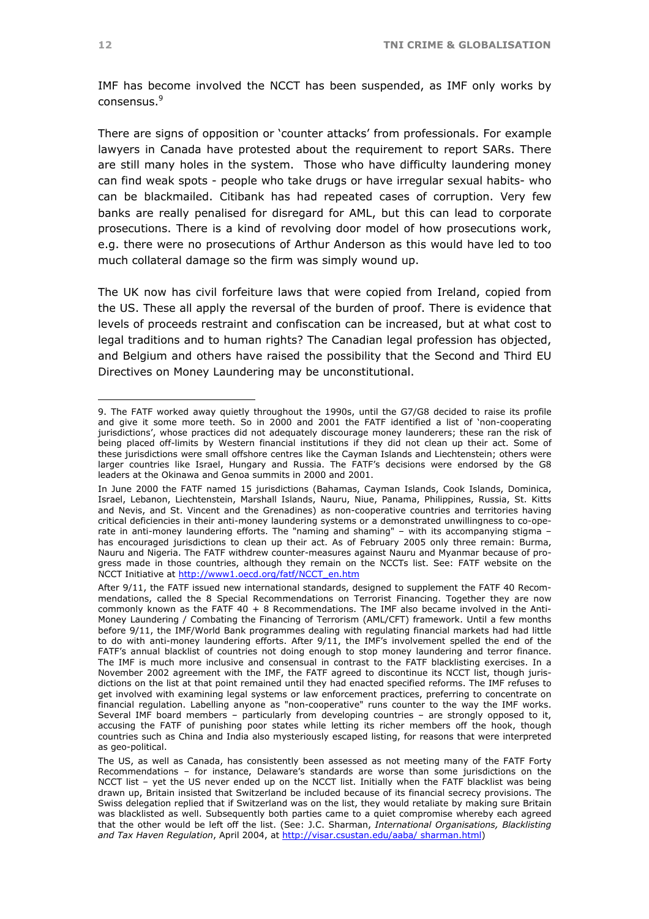IMF has become involved the NCCT has been suspended, as IMF only works by consensus.[9]

There are signs of opposition or 'counter attacks' from professionals. For example lawyers in Canada have protested about the requirement to report SARs. There are still many holes in the system. Those who have difficulty laundering money can find weak spots - people who take drugs or have irregular sexual habits- who can be blackmailed. Citibank has had repeated cases of corruption. Very few banks are really penalised for disregard for AML, but this can lead to corporate prosecutions. There is a kind of revolving door model of how prosecutions work, e.g. there were no prosecutions of Arthur Anderson as this would have led to too much collateral damage so the firm was simply wound up.

The UK now has civil forfeiture laws that were copied from Ireland, copied from the US. These all apply the reversal of the burden of proof. There is evidence that levels of proceeds restraint and confiscation can be increased, but at what cost to legal traditions and to human rights? The Canadian legal profession has objected, and Belgium and others have raised the possibility that the Second and Third EU Directives on Money Laundering may be unconstitutional.

---

9. The FATF worked away quietly throughout the 1990s, until the G7/G8 decided to raise its profile and give it some more teeth. So in 2000 and 2001 the FATF identified a list of 'non-cooperating jurisdictions', whose practices did not adequately discourage money launderers; these ran the risk of being placed off-limits by Western financial institutions if they did not clean up their act. Some of these jurisdictions were small offshore centres like the Cayman Islands and Liechtenstein; others were larger countries like Israel, Hungary and Russia. The FATF's decisions were endorsed by the G8 leaders at the Okinawa and Genoa summits in 2000 and 2001.

In June 2000 the FATF named 15 jurisdictions (Bahamas, Cayman Islands, Cook Islands, Dominica, Israel, Lebanon, Liechtenstein, Marshall Islands, Nauru, Niue, Panama, Philippines, Russia, St. Kitts and Nevis, and St. Vincent and the Grenadines) as non-cooperative countries and territories having critical deficiencies in their anti-money laundering systems or a demonstrated unwillingness to co-operate in anti-money laundering efforts. The "naming and shaming" – with its accompanying stigma – has encouraged jurisdictions to clean up their act. As of February 2005 only three remain: Burma, Nauru and Nigeria. The FATF withdrew counter-measures against Nauru and Myanmar because of progress made in those countries, although they remain on the NCCTs list. See: FATF website on the NCCT Initiative at http://www1.oecd.org/fatf/NCCT_en.htm

After 9/11, the FATF issued new international standards, designed to supplement the FATF 40 Recommendations, called the 8 Special Recommendations on Terrorist Financing. Together they are now commonly known as the FATF 40 + 8 Recommendations. The IMF also became involved in the Anti-Money Laundering / Combating the Financing of Terrorism (AML/CFT) framework. Until a few months before 9/11, the IMF/World Bank programmes dealing with regulating financial markets had had little to do with anti-money laundering efforts. After 9/11, the IMF's involvement spelled the end of the FATF's annual blacklist of countries not doing enough to stop money laundering and terror finance. The IMF is much more inclusive and consensual in contrast to the FATF blacklisting exercises. In a November 2002 agreement with the IMF, the FATF agreed to discontinue its NCCT list, though jurisdictions on the list at that point remained until they had enacted specified reforms. The IMF refuses to get involved with examining legal systems or law enforcement practices, preferring to concentrate on financial regulation. Labelling anyone as "non-cooperative" runs counter to the way the IMF works. Several IMF board members – particularly from developing countries – are strongly opposed to it, accusing the FATF of punishing poor states while letting its richer members off the hook, though countries such as China and India also mysteriously escaped listing, for reasons that were interpreted as geo-political.

The US, as well as Canada, has consistently been assessed as not meeting many of the FATF Forty Recommendations – for instance, Delaware's standards are worse than some jurisdictions on the NCCT list – yet the US never ended up on the NCCT list. Initially when the FATF blacklist was being drawn up, Britain insisted that Switzerland be included because of its financial secrecy provisions. The Swiss delegation replied that if Switzerland was on the list, they would retaliate by making sure Britain was blacklisted as well. Subsequently both parties came to a quiet compromise whereby each agreed that the other would be left off the list. (See: J.C. Sharman, *International Organisations, Blacklisting and Tax Haven Regulation*, April 2004, at http://visar.csustan.edu/aaba/ sharman.html)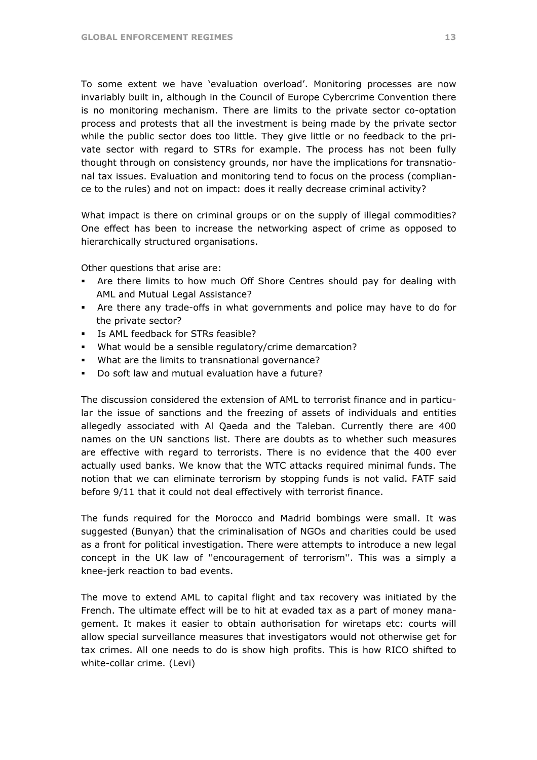To some extent we have 'evaluation overload'. Monitoring processes are now invariably built in, although in the Council of Europe Cybercrime Convention there is no monitoring mechanism. There are limits to the private sector co-optation process and protests that all the investment is being made by the private sector while the public sector does too little. They give little or no feedback to the private sector with regard to STRs for example. The process has not been fully thought through on consistency grounds, nor have the implications for transnational tax issues. Evaluation and monitoring tend to focus on the process (compliance to the rules) and not on impact: does it really decrease criminal activity?

What impact is there on criminal groups or on the supply of illegal commodities? One effect has been to increase the networking aspect of crime as opposed to hierarchically structured organisations.

Other questions that arise are:

- Are there limits to how much Off Shore Centres should pay for dealing with AML and Mutual Legal Assistance?
- Are there any trade-offs in what governments and police may have to do for the private sector?
- Is AML feedback for STRs feasible?
- What would be a sensible regulatory/crime demarcation?
- What are the limits to transnational governance?
- Do soft law and mutual evaluation have a future?

The discussion considered the extension of AML to terrorist finance and in particular the issue of sanctions and the freezing of assets of individuals and entities allegedly associated with Al Qaeda and the Taleban. Currently there are 400 names on the UN sanctions list. There are doubts as to whether such measures are effective with regard to terrorists. There is no evidence that the 400 ever actually used banks. We know that the WTC attacks required minimal funds. The notion that we can eliminate terrorism by stopping funds is not valid. FATF said before 9/11 that it could not deal effectively with terrorist finance.

The funds required for the Morocco and Madrid bombings were small. It was suggested (Bunyan) that the criminalisation of NGOs and charities could be used as a front for political investigation. There were attempts to introduce a new legal concept in the UK law of ''encouragement of terrorism''. This was a simply a knee-jerk reaction to bad events.

The move to extend AML to capital flight and tax recovery was initiated by the French. The ultimate effect will be to hit at evaded tax as a part of money management. It makes it easier to obtain authorisation for wiretaps etc: courts will allow special surveillance measures that investigators would not otherwise get for tax crimes. All one needs to do is show high profits. This is how RICO shifted to white-collar crime. (Levi)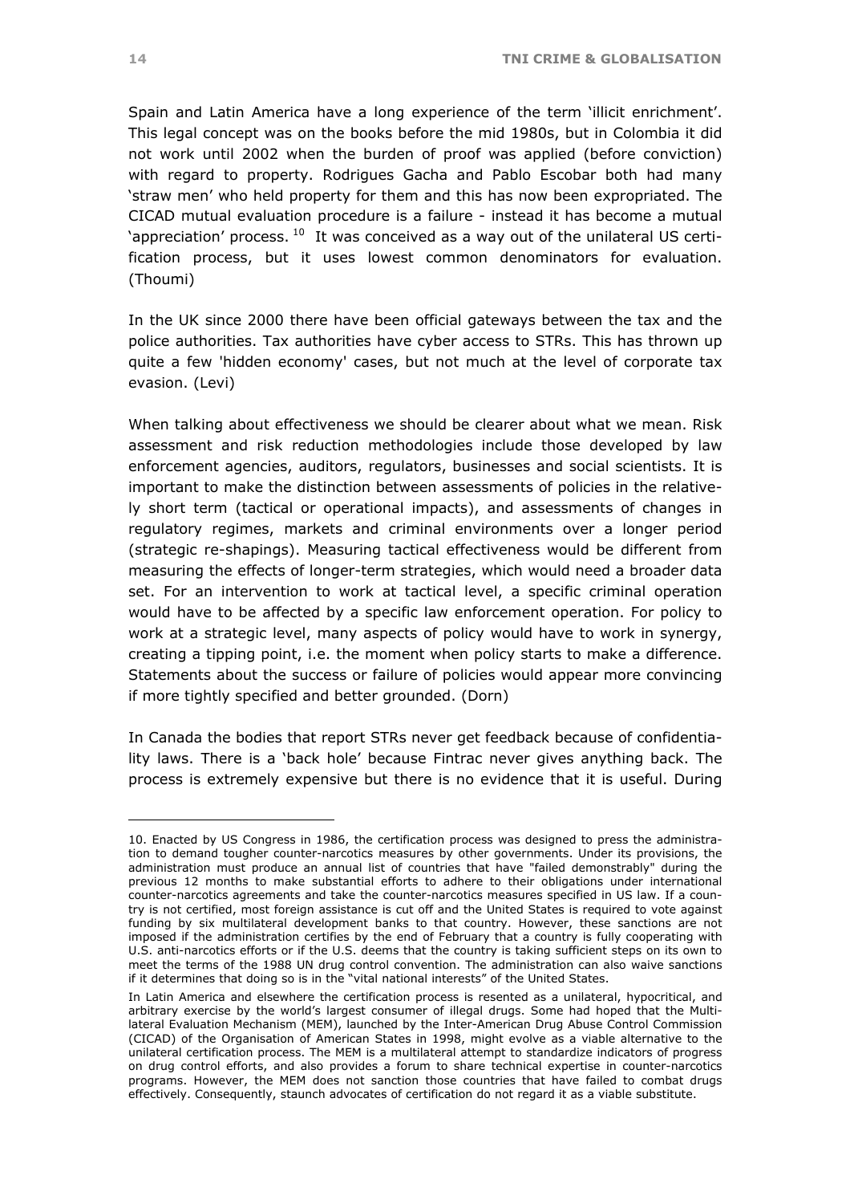Spain and Latin America have a long experience of the term 'illicit enrichment'. This legal concept was on the books before the mid 1980s, but in Colombia it did not work until 2002 when the burden of proof was applied (before conviction) with regard to property. Rodrigues Gacha and Pablo Escobar both had many 'straw men' who held property for them and this has now been expropriated. The CICAD mutual evaluation procedure is a failure - instead it has become a mutual 'appreciation' process. [10] It was conceived as a way out of the unilateral US certification process, but it uses lowest common denominators for evaluation. (Thoumi)

In the UK since 2000 there have been official gateways between the tax and the police authorities. Tax authorities have cyber access to STRs. This has thrown up quite a few 'hidden economy' cases, but not much at the level of corporate tax evasion. (Levi)

When talking about effectiveness we should be clearer about what we mean. Risk assessment and risk reduction methodologies include those developed by law enforcement agencies, auditors, regulators, businesses and social scientists. It is important to make the distinction between assessments of policies in the relatively short term (tactical or operational impacts), and assessments of changes in regulatory regimes, markets and criminal environments over a longer period (strategic re-shapings). Measuring tactical effectiveness would be different from measuring the effects of longer-term strategies, which would need a broader data set. For an intervention to work at tactical level, a specific criminal operation would have to be affected by a specific law enforcement operation. For policy to work at a strategic level, many aspects of policy would have to work in synergy, creating a tipping point, i.e. the moment when policy starts to make a difference. Statements about the success or failure of policies would appear more convincing if more tightly specified and better grounded. (Dorn)

In Canada the bodies that report STRs never get feedback because of confidentiality laws. There is a 'back hole' because Fintrac never gives anything back. The process is extremely expensive but there is no evidence that it is useful. During

---

10. Enacted by US Congress in 1986, the certification process was designed to press the administration to demand tougher counter-narcotics measures by other governments. Under its provisions, the administration must produce an annual list of countries that have "failed demonstrably" during the previous 12 months to make substantial efforts to adhere to their obligations under international counter-narcotics agreements and take the counter-narcotics measures specified in US law. If a country is not certified, most foreign assistance is cut off and the United States is required to vote against funding by six multilateral development banks to that country. However, these sanctions are not imposed if the administration certifies by the end of February that a country is fully cooperating with U.S. anti-narcotics efforts or if the U.S. deems that the country is taking sufficient steps on its own to meet the terms of the 1988 UN drug control convention. The administration can also waive sanctions if it determines that doing so is in the "vital national interests" of the United States.

In Latin America and elsewhere the certification process is resented as a unilateral, hypocritical, and arbitrary exercise by the world's largest consumer of illegal drugs. Some had hoped that the Multilateral Evaluation Mechanism (MEM), launched by the Inter-American Drug Abuse Control Commission (CICAD) of the Organisation of American States in 1998, might evolve as a viable alternative to the unilateral certification process. The MEM is a multilateral attempt to standardize indicators of progress on drug control efforts, and also provides a forum to share technical expertise in counter-narcotics programs. However, the MEM does not sanction those countries that have failed to combat drugs effectively. Consequently, staunch advocates of certification do not regard it as a viable substitute.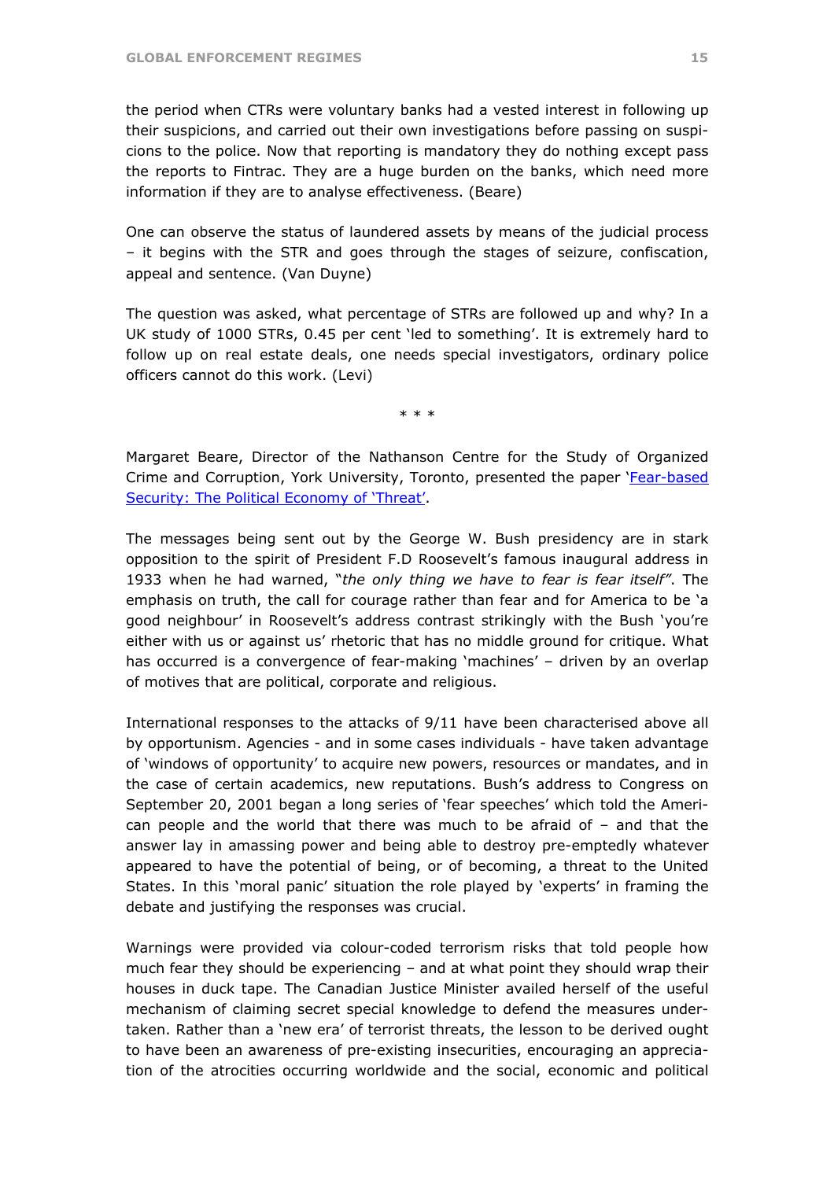the period when CTRs were voluntary banks had a vested interest in following up their suspicions, and carried out their own investigations before passing on suspicions to the police. Now that reporting is mandatory they do nothing except pass the reports to Fintrac. They are a huge burden on the banks, which need more information if they are to analyse effectiveness. (Beare)

One can observe the status of laundered assets by means of the judicial process – it begins with the STR and goes through the stages of seizure, confiscation, appeal and sentence. (Van Duyne)

The question was asked, what percentage of STRs are followed up and why? In a UK study of 1000 STRs, 0.45 per cent 'led to something'. It is extremely hard to follow up on real estate deals, one needs special investigators, ordinary police officers cannot do this work. (Levi)

\* \* \*

Margaret Beare, Director of the Nathanson Centre for the Study of Organized Crime and Corruption, York University, Toronto, presented the paper 'Fear-based Security: The Political Economy of 'Threat'.

The messages being sent out by the George W. Bush presidency are in stark opposition to the spirit of President F.D Roosevelt's famous inaugural address in 1933 when he had warned, "*the only thing we have to fear is fear itself*". The emphasis on truth, the call for courage rather than fear and for America to be 'a good neighbour' in Roosevelt's address contrast strikingly with the Bush 'you're either with us or against us' rhetoric that has no middle ground for critique. What has occurred is a convergence of fear-making 'machines' – driven by an overlap of motives that are political, corporate and religious.

International responses to the attacks of 9/11 have been characterised above all by opportunism. Agencies - and in some cases individuals - have taken advantage of 'windows of opportunity' to acquire new powers, resources or mandates, and in the case of certain academics, new reputations. Bush's address to Congress on September 20, 2001 began a long series of 'fear speeches' which told the American people and the world that there was much to be afraid of – and that the answer lay in amassing power and being able to destroy pre-emptedly whatever appeared to have the potential of being, or of becoming, a threat to the United States. In this 'moral panic' situation the role played by 'experts' in framing the debate and justifying the responses was crucial.

Warnings were provided via colour-coded terrorism risks that told people how much fear they should be experiencing – and at what point they should wrap their houses in duck tape. The Canadian Justice Minister availed herself of the useful mechanism of claiming secret special knowledge to defend the measures undertaken. Rather than a 'new era' of terrorist threats, the lesson to be derived ought to have been an awareness of pre-existing insecurities, encouraging an appreciation of the atrocities occurring worldwide and the social, economic and political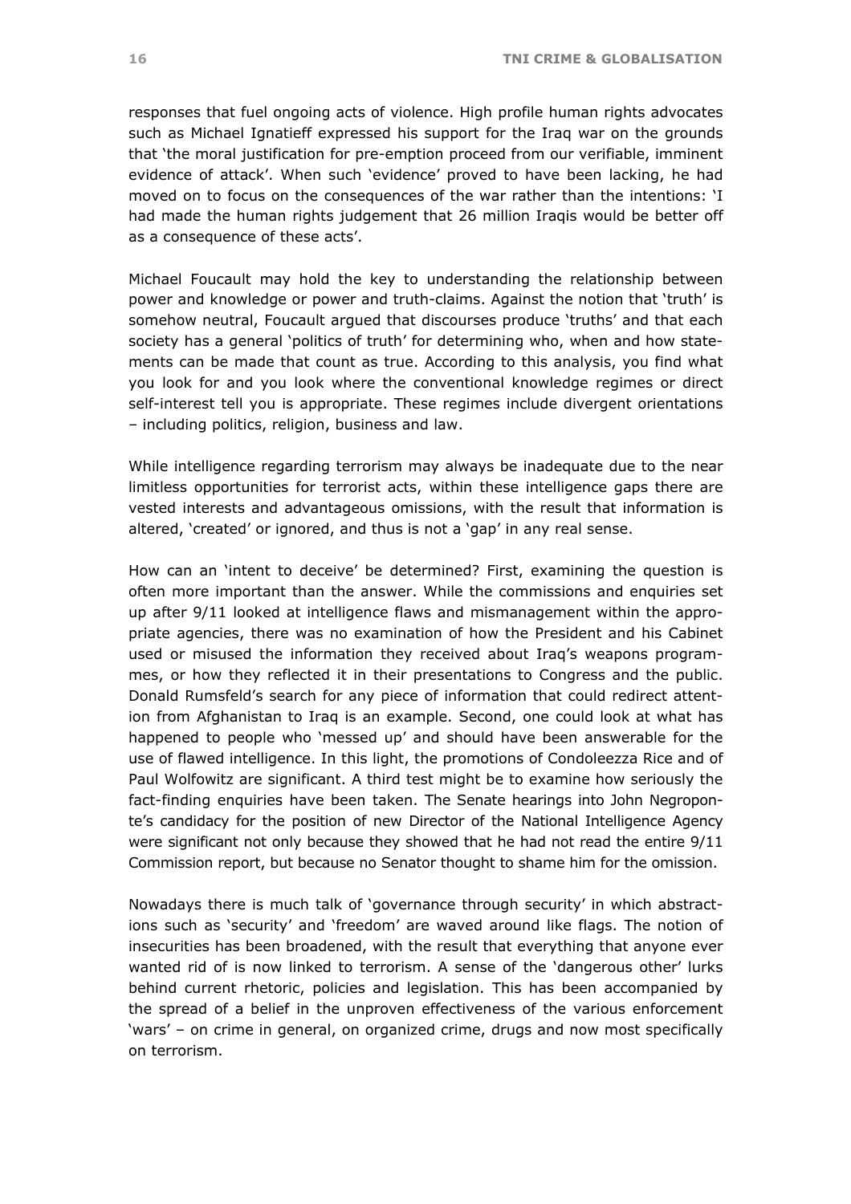responses that fuel ongoing acts of violence. High profile human rights advocates such as Michael Ignatieff expressed his support for the Iraq war on the grounds that 'the moral justification for pre-emption proceed from our verifiable, imminent evidence of attack'. When such 'evidence' proved to have been lacking, he had moved on to focus on the consequences of the war rather than the intentions: 'I had made the human rights judgement that 26 million Iraqis would be better off as a consequence of these acts'.

Michael Foucault may hold the key to understanding the relationship between power and knowledge or power and truth-claims. Against the notion that 'truth' is somehow neutral, Foucault argued that discourses produce 'truths' and that each society has a general 'politics of truth' for determining who, when and how statements can be made that count as true. According to this analysis, you find what you look for and you look where the conventional knowledge regimes or direct self-interest tell you is appropriate. These regimes include divergent orientations – including politics, religion, business and law.

While intelligence regarding terrorism may always be inadequate due to the near limitless opportunities for terrorist acts, within these intelligence gaps there are vested interests and advantageous omissions, with the result that information is altered, 'created' or ignored, and thus is not a 'gap' in any real sense.

How can an 'intent to deceive' be determined? First, examining the question is often more important than the answer. While the commissions and enquiries set up after 9/11 looked at intelligence flaws and mismanagement within the appropriate agencies, there was no examination of how the President and his Cabinet used or misused the information they received about Iraq's weapons programmes, or how they reflected it in their presentations to Congress and the public. Donald Rumsfeld's search for any piece of information that could redirect attention from Afghanistan to Iraq is an example. Second, one could look at what has happened to people who 'messed up' and should have been answerable for the use of flawed intelligence. In this light, the promotions of Condoleezza Rice and of Paul Wolfowitz are significant. A third test might be to examine how seriously the fact-finding enquiries have been taken. The Senate hearings into John Negroponte's candidacy for the position of new Director of the National Intelligence Agency were significant not only because they showed that he had not read the entire 9/11 Commission report, but because no Senator thought to shame him for the omission.

Nowadays there is much talk of 'governance through security' in which abstractions such as 'security' and 'freedom' are waved around like flags. The notion of insecurities has been broadened, with the result that everything that anyone ever wanted rid of is now linked to terrorism. A sense of the 'dangerous other' lurks behind current rhetoric, policies and legislation. This has been accompanied by the spread of a belief in the unproven effectiveness of the various enforcement 'wars' – on crime in general, on organized crime, drugs and now most specifically on terrorism.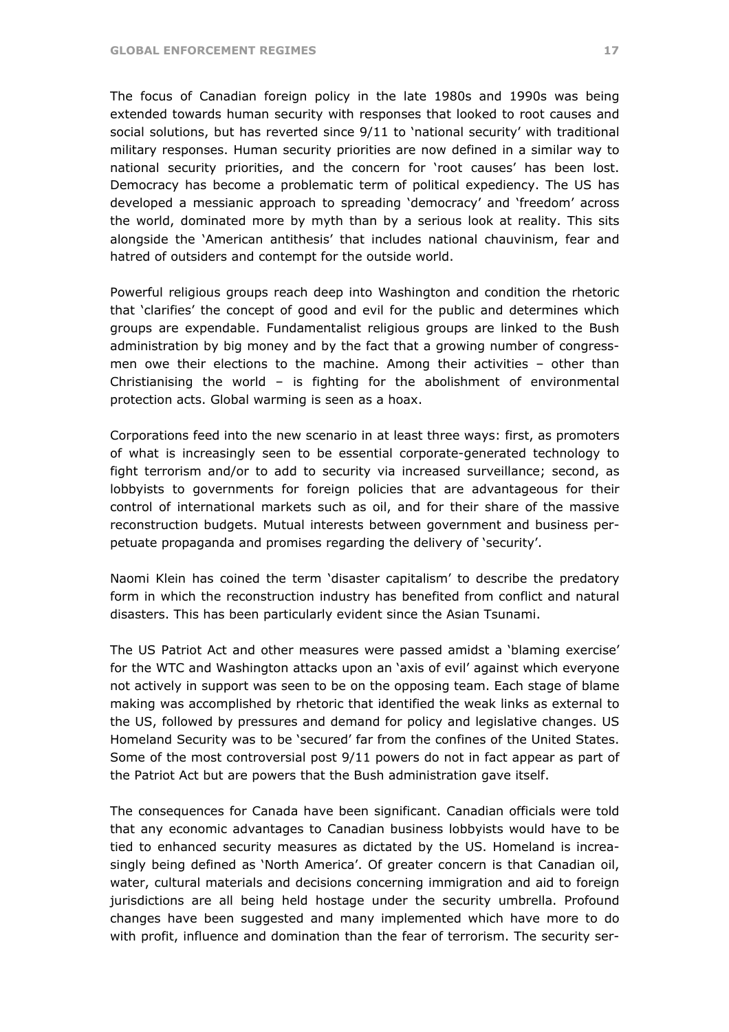The focus of Canadian foreign policy in the late 1980s and 1990s was being extended towards human security with responses that looked to root causes and social solutions, but has reverted since 9/11 to 'national security' with traditional military responses. Human security priorities are now defined in a similar way to national security priorities, and the concern for 'root causes' has been lost. Democracy has become a problematic term of political expediency. The US has developed a messianic approach to spreading 'democracy' and 'freedom' across the world, dominated more by myth than by a serious look at reality. This sits alongside the 'American antithesis' that includes national chauvinism, fear and hatred of outsiders and contempt for the outside world.

Powerful religious groups reach deep into Washington and condition the rhetoric that 'clarifies' the concept of good and evil for the public and determines which groups are expendable. Fundamentalist religious groups are linked to the Bush administration by big money and by the fact that a growing number of congressmen owe their elections to the machine. Among their activities – other than Christianising the world – is fighting for the abolishment of environmental protection acts. Global warming is seen as a hoax.

Corporations feed into the new scenario in at least three ways: first, as promoters of what is increasingly seen to be essential corporate-generated technology to fight terrorism and/or to add to security via increased surveillance; second, as lobbyists to governments for foreign policies that are advantageous for their control of international markets such as oil, and for their share of the massive reconstruction budgets. Mutual interests between government and business perpetuate propaganda and promises regarding the delivery of 'security'.

Naomi Klein has coined the term 'disaster capitalism' to describe the predatory form in which the reconstruction industry has benefited from conflict and natural disasters. This has been particularly evident since the Asian Tsunami.

The US Patriot Act and other measures were passed amidst a 'blaming exercise' for the WTC and Washington attacks upon an 'axis of evil' against which everyone not actively in support was seen to be on the opposing team. Each stage of blame making was accomplished by rhetoric that identified the weak links as external to the US, followed by pressures and demand for policy and legislative changes. US Homeland Security was to be 'secured' far from the confines of the United States. Some of the most controversial post 9/11 powers do not in fact appear as part of the Patriot Act but are powers that the Bush administration gave itself.

The consequences for Canada have been significant. Canadian officials were told that any economic advantages to Canadian business lobbyists would have to be tied to enhanced security measures as dictated by the US. Homeland is increasingly being defined as 'North America'. Of greater concern is that Canadian oil, water, cultural materials and decisions concerning immigration and aid to foreign jurisdictions are all being held hostage under the security umbrella. Profound changes have been suggested and many implemented which have more to do with profit, influence and domination than the fear of terrorism. The security ser-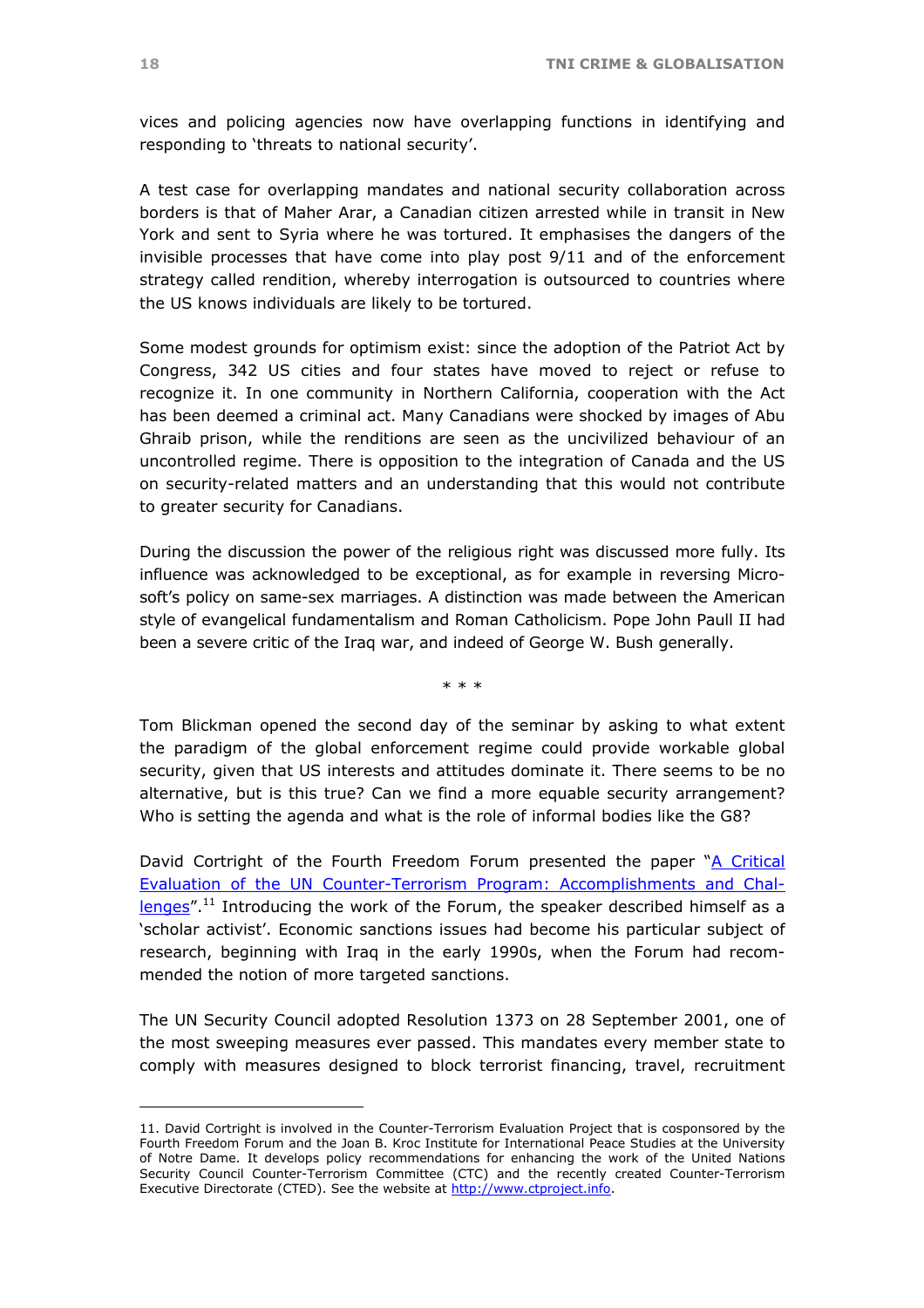vices and policing agencies now have overlapping functions in identifying and responding to 'threats to national security'.

A test case for overlapping mandates and national security collaboration across borders is that of Maher Arar, a Canadian citizen arrested while in transit in New York and sent to Syria where he was tortured. It emphasises the dangers of the invisible processes that have come into play post 9/11 and of the enforcement strategy called rendition, whereby interrogation is outsourced to countries where the US knows individuals are likely to be tortured.

Some modest grounds for optimism exist: since the adoption of the Patriot Act by Congress, 342 US cities and four states have moved to reject or refuse to recognize it. In one community in Northern California, cooperation with the Act has been deemed a criminal act. Many Canadians were shocked by images of Abu Ghraib prison, while the renditions are seen as the uncivilized behaviour of an uncontrolled regime. There is opposition to the integration of Canada and the US on security-related matters and an understanding that this would not contribute to greater security for Canadians.

During the discussion the power of the religious right was discussed more fully. Its influence was acknowledged to be exceptional, as for example in reversing Microsoft's policy on same-sex marriages. A distinction was made between the American style of evangelical fundamentalism and Roman Catholicism. Pope John Paull II had been a severe critic of the Iraq war, and indeed of George W. Bush generally.

\* \* \*

Tom Blickman opened the second day of the seminar by asking to what extent the paradigm of the global enforcement regime could provide workable global security, given that US interests and attitudes dominate it. There seems to be no alternative, but is this true? Can we find a more equable security arrangement? Who is setting the agenda and what is the role of informal bodies like the G8?

David Cortright of the Fourth Freedom Forum presented the paper "A Critical Evaluation of the UN Counter-Terrorism Program: Accomplishments and Challenges".[11] Introducing the work of the Forum, the speaker described himself as a 'scholar activist'. Economic sanctions issues had become his particular subject of research, beginning with Iraq in the early 1990s, when the Forum had recommended the notion of more targeted sanctions.

The UN Security Council adopted Resolution 1373 on 28 September 2001, one of the most sweeping measures ever passed. This mandates every member state to comply with measures designed to block terrorist financing, travel, recruitment

---

11. David Cortright is involved in the Counter-Terrorism Evaluation Project that is cosponsored by the Fourth Freedom Forum and the Joan B. Kroc Institute for International Peace Studies at the University of Notre Dame. It develops policy recommendations for enhancing the work of the United Nations Security Council Counter-Terrorism Committee (CTC) and the recently created Counter-Terrorism Executive Directorate (CTED). See the website at http://www.ctproject.info.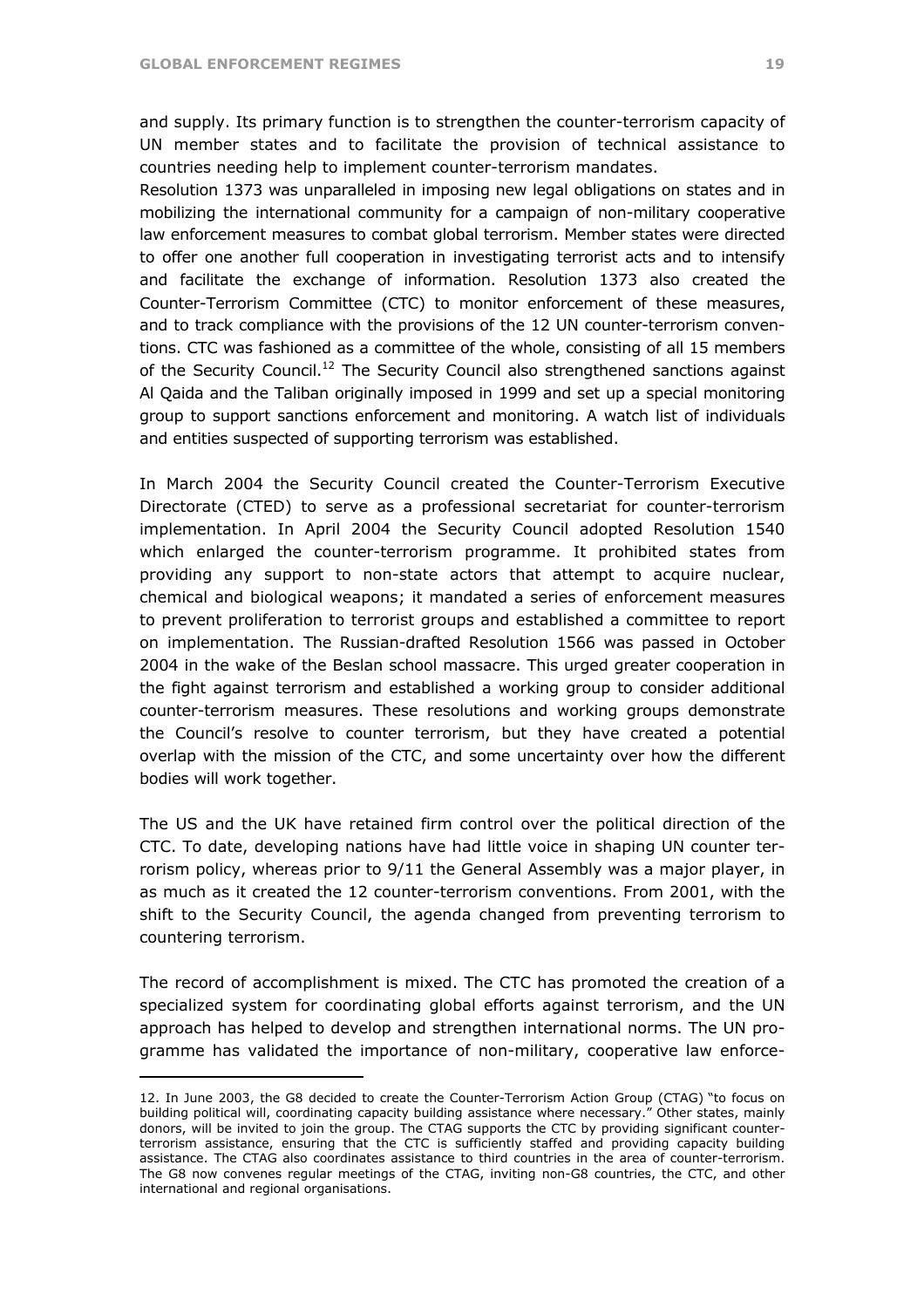and supply. Its primary function is to strengthen the counter-terrorism capacity of UN member states and to facilitate the provision of technical assistance to countries needing help to implement counter-terrorism mandates.

Resolution 1373 was unparalleled in imposing new legal obligations on states and in mobilizing the international community for a campaign of non-military cooperative law enforcement measures to combat global terrorism. Member states were directed to offer one another full cooperation in investigating terrorist acts and to intensify and facilitate the exchange of information. Resolution 1373 also created the Counter-Terrorism Committee (CTC) to monitor enforcement of these measures, and to track compliance with the provisions of the 12 UN counter-terrorism conventions. CTC was fashioned as a committee of the whole, consisting of all 15 members of the Security Council.[12] The Security Council also strengthened sanctions against Al Qaida and the Taliban originally imposed in 1999 and set up a special monitoring group to support sanctions enforcement and monitoring. A watch list of individuals and entities suspected of supporting terrorism was established.

In March 2004 the Security Council created the Counter-Terrorism Executive Directorate (CTED) to serve as a professional secretariat for counter-terrorism implementation. In April 2004 the Security Council adopted Resolution 1540 which enlarged the counter-terrorism programme. It prohibited states from providing any support to non-state actors that attempt to acquire nuclear, chemical and biological weapons; it mandated a series of enforcement measures to prevent proliferation to terrorist groups and established a committee to report on implementation. The Russian-drafted Resolution 1566 was passed in October 2004 in the wake of the Beslan school massacre. This urged greater cooperation in the fight against terrorism and established a working group to consider additional counter-terrorism measures. These resolutions and working groups demonstrate the Council's resolve to counter terrorism, but they have created a potential overlap with the mission of the CTC, and some uncertainty over how the different bodies will work together.

The US and the UK have retained firm control over the political direction of the CTC. To date, developing nations have had little voice in shaping UN counter terrorism policy, whereas prior to 9/11 the General Assembly was a major player, in as much as it created the 12 counter-terrorism conventions. From 2001, with the shift to the Security Council, the agenda changed from preventing terrorism to countering terrorism.

The record of accomplishment is mixed. The CTC has promoted the creation of a specialized system for coordinating global efforts against terrorism, and the UN approach has helped to develop and strengthen international norms. The UN programme has validated the importance of non-military, cooperative law enforce-

---

12. In June 2003, the G8 decided to create the Counter-Terrorism Action Group (CTAG) "to focus on building political will, coordinating capacity building assistance where necessary." Other states, mainly donors, will be invited to join the group. The CTAG supports the CTC by providing significant counter-terrorism assistance, ensuring that the CTC is sufficiently staffed and providing capacity building assistance. The CTAG also coordinates assistance to third countries in the area of counter-terrorism. The G8 now convenes regular meetings of the CTAG, inviting non-G8 countries, the CTC, and other international and regional organisations.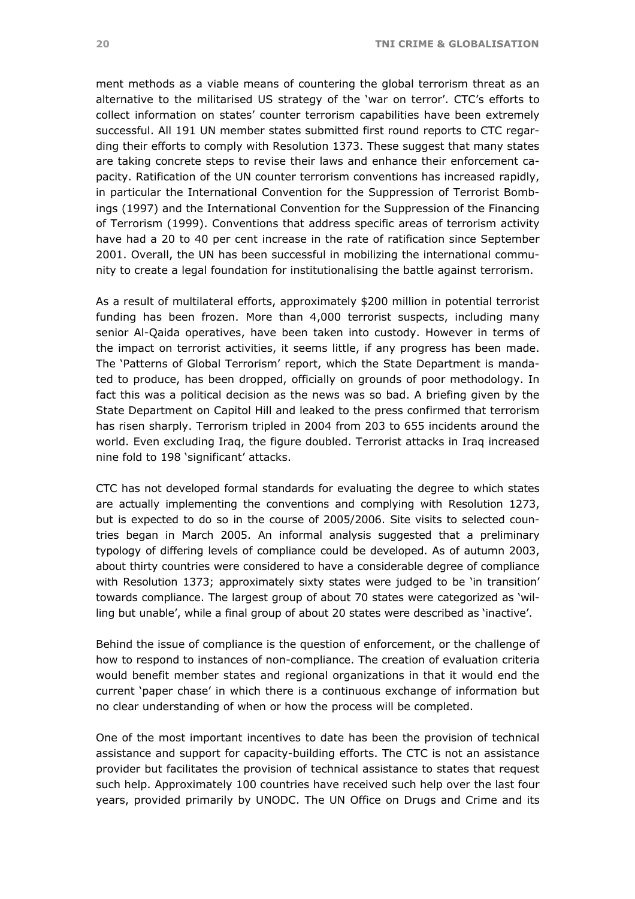ment methods as a viable means of countering the global terrorism threat as an alternative to the militarised US strategy of the 'war on terror'. CTC's efforts to collect information on states' counter terrorism capabilities have been extremely successful. All 191 UN member states submitted first round reports to CTC regarding their efforts to comply with Resolution 1373. These suggest that many states are taking concrete steps to revise their laws and enhance their enforcement capacity. Ratification of the UN counter terrorism conventions has increased rapidly, in particular the International Convention for the Suppression of Terrorist Bombings (1997) and the International Convention for the Suppression of the Financing of Terrorism (1999). Conventions that address specific areas of terrorism activity have had a 20 to 40 per cent increase in the rate of ratification since September 2001. Overall, the UN has been successful in mobilizing the international community to create a legal foundation for institutionalising the battle against terrorism.

As a result of multilateral efforts, approximately $200 million in potential terrorist funding has been frozen. More than 4,000 terrorist suspects, including many senior Al-Qaida operatives, have been taken into custody. However in terms of the impact on terrorist activities, it seems little, if any progress has been made. The 'Patterns of Global Terrorism' report, which the State Department is mandated to produce, has been dropped, officially on grounds of poor methodology. In fact this was a political decision as the news was so bad. A briefing given by the State Department on Capitol Hill and leaked to the press confirmed that terrorism has risen sharply. Terrorism tripled in 2004 from 203 to 655 incidents around the world. Even excluding Iraq, the figure doubled. Terrorist attacks in Iraq increased nine fold to 198 'significant' attacks.

CTC has not developed formal standards for evaluating the degree to which states are actually implementing the conventions and complying with Resolution 1273, but is expected to do so in the course of 2005/2006. Site visits to selected countries began in March 2005. An informal analysis suggested that a preliminary typology of differing levels of compliance could be developed. As of autumn 2003, about thirty countries were considered to have a considerable degree of compliance with Resolution 1373; approximately sixty states were judged to be 'in transition' towards compliance. The largest group of about 70 states were categorized as 'willing but unable', while a final group of about 20 states were described as 'inactive'.

Behind the issue of compliance is the question of enforcement, or the challenge of how to respond to instances of non-compliance. The creation of evaluation criteria would benefit member states and regional organizations in that it would end the current 'paper chase' in which there is a continuous exchange of information but no clear understanding of when or how the process will be completed.

One of the most important incentives to date has been the provision of technical assistance and support for capacity-building efforts. The CTC is not an assistance provider but facilitates the provision of technical assistance to states that request such help. Approximately 100 countries have received such help over the last four years, provided primarily by UNODC. The UN Office on Drugs and Crime and its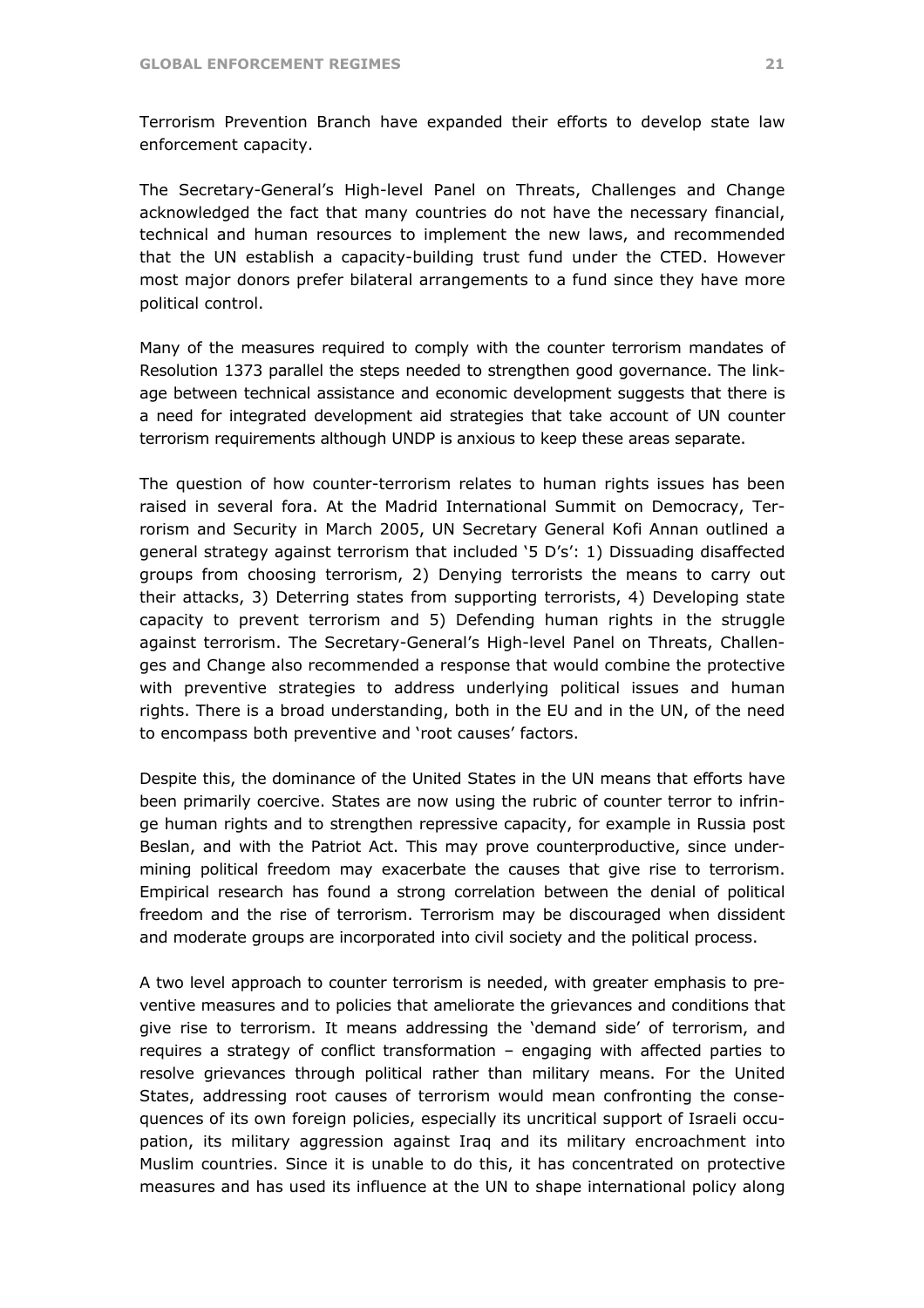Terrorism Prevention Branch have expanded their efforts to develop state law enforcement capacity.

The Secretary-General's High-level Panel on Threats, Challenges and Change acknowledged the fact that many countries do not have the necessary financial, technical and human resources to implement the new laws, and recommended that the UN establish a capacity-building trust fund under the CTED. However most major donors prefer bilateral arrangements to a fund since they have more political control.

Many of the measures required to comply with the counter terrorism mandates of Resolution 1373 parallel the steps needed to strengthen good governance. The linkage between technical assistance and economic development suggests that there is a need for integrated development aid strategies that take account of UN counter terrorism requirements although UNDP is anxious to keep these areas separate.

The question of how counter-terrorism relates to human rights issues has been raised in several fora. At the Madrid International Summit on Democracy, Terrorism and Security in March 2005, UN Secretary General Kofi Annan outlined a general strategy against terrorism that included '5 D's': 1) Dissuading disaffected groups from choosing terrorism, 2) Denying terrorists the means to carry out their attacks, 3) Deterring states from supporting terrorists, 4) Developing state capacity to prevent terrorism and 5) Defending human rights in the struggle against terrorism. The Secretary-General's High-level Panel on Threats, Challenges and Change also recommended a response that would combine the protective with preventive strategies to address underlying political issues and human rights. There is a broad understanding, both in the EU and in the UN, of the need to encompass both preventive and 'root causes' factors.

Despite this, the dominance of the United States in the UN means that efforts have been primarily coercive. States are now using the rubric of counter terror to infringe human rights and to strengthen repressive capacity, for example in Russia post Beslan, and with the Patriot Act. This may prove counterproductive, since undermining political freedom may exacerbate the causes that give rise to terrorism. Empirical research has found a strong correlation between the denial of political freedom and the rise of terrorism. Terrorism may be discouraged when dissident and moderate groups are incorporated into civil society and the political process.

A two level approach to counter terrorism is needed, with greater emphasis to preventive measures and to policies that ameliorate the grievances and conditions that give rise to terrorism. It means addressing the 'demand side' of terrorism, and requires a strategy of conflict transformation – engaging with affected parties to resolve grievances through political rather than military means. For the United States, addressing root causes of terrorism would mean confronting the consequences of its own foreign policies, especially its uncritical support of Israeli occupation, its military aggression against Iraq and its military encroachment into Muslim countries. Since it is unable to do this, it has concentrated on protective measures and has used its influence at the UN to shape international policy along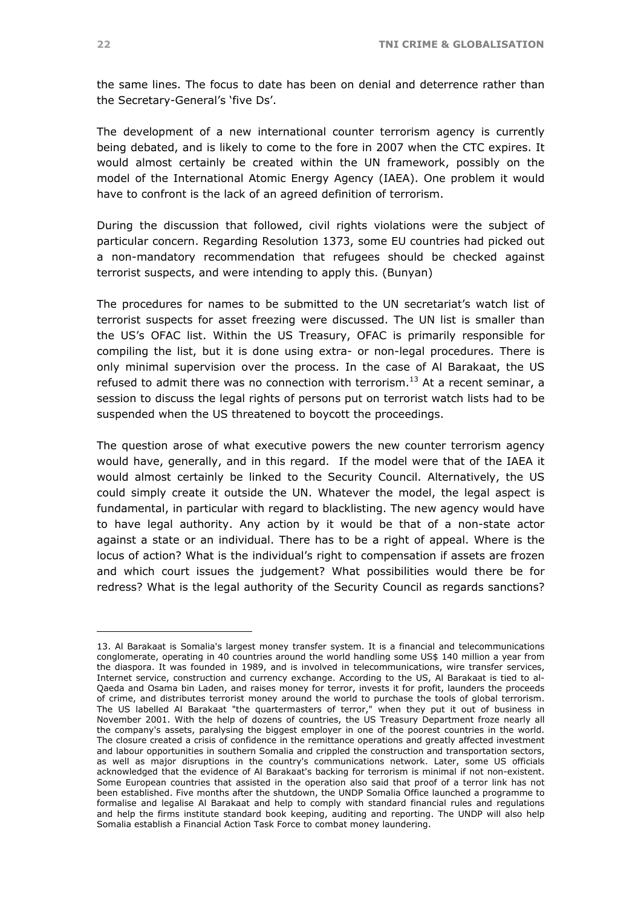the same lines. The focus to date has been on denial and deterrence rather than the Secretary-General's 'five Ds'.

The development of a new international counter terrorism agency is currently being debated, and is likely to come to the fore in 2007 when the CTC expires. It would almost certainly be created within the UN framework, possibly on the model of the International Atomic Energy Agency (IAEA). One problem it would have to confront is the lack of an agreed definition of terrorism.

During the discussion that followed, civil rights violations were the subject of particular concern. Regarding Resolution 1373, some EU countries had picked out a non-mandatory recommendation that refugees should be checked against terrorist suspects, and were intending to apply this. (Bunyan)

The procedures for names to be submitted to the UN secretariat's watch list of terrorist suspects for asset freezing were discussed. The UN list is smaller than the US's OFAC list. Within the US Treasury, OFAC is primarily responsible for compiling the list, but it is done using extra- or non-legal procedures. There is only minimal supervision over the process. In the case of Al Barakaat, the US refused to admit there was no connection with terrorism.[13] At a recent seminar, a session to discuss the legal rights of persons put on terrorist watch lists had to be suspended when the US threatened to boycott the proceedings.

The question arose of what executive powers the new counter terrorism agency would have, generally, and in this regard. If the model were that of the IAEA it would almost certainly be linked to the Security Council. Alternatively, the US could simply create it outside the UN. Whatever the model, the legal aspect is fundamental, in particular with regard to blacklisting. The new agency would have to have legal authority. Any action by it would be that of a non-state actor against a state or an individual. There has to be a right of appeal. Where is the locus of action? What is the individual's right to compensation if assets are frozen and which court issues the judgement? What possibilities would there be for redress? What is the legal authority of the Security Council as regards sanctions?

---

13. Al Barakaat is Somalia's largest money transfer system. It is a financial and telecommunications conglomerate, operating in 40 countries around the world handling some US$ 140 million a year from the diaspora. It was founded in 1989, and is involved in telecommunications, wire transfer services, Internet service, construction and currency exchange. According to the US, Al Barakaat is tied to al-Qaeda and Osama bin Laden, and raises money for terror, invests it for profit, launders the proceeds of crime, and distributes terrorist money around the world to purchase the tools of global terrorism. The US labelled Al Barakaat "the quartermasters of terror," when they put it out of business in November 2001. With the help of dozens of countries, the US Treasury Department froze nearly all the company's assets, paralysing the biggest employer in one of the poorest countries in the world. The closure created a crisis of confidence in the remittance operations and greatly affected investment and labour opportunities in southern Somalia and crippled the construction and transportation sectors, as well as major disruptions in the country's communications network. Later, some US officials acknowledged that the evidence of Al Barakaat's backing for terrorism is minimal if not non-existent. Some European countries that assisted in the operation also said that proof of a terror link has not been established. Five months after the shutdown, the UNDP Somalia Office launched a programme to formalise and legalise Al Barakaat and help to comply with standard financial rules and regulations and help the firms institute standard book keeping, auditing and reporting. The UNDP will also help Somalia establish a Financial Action Task Force to combat money laundering.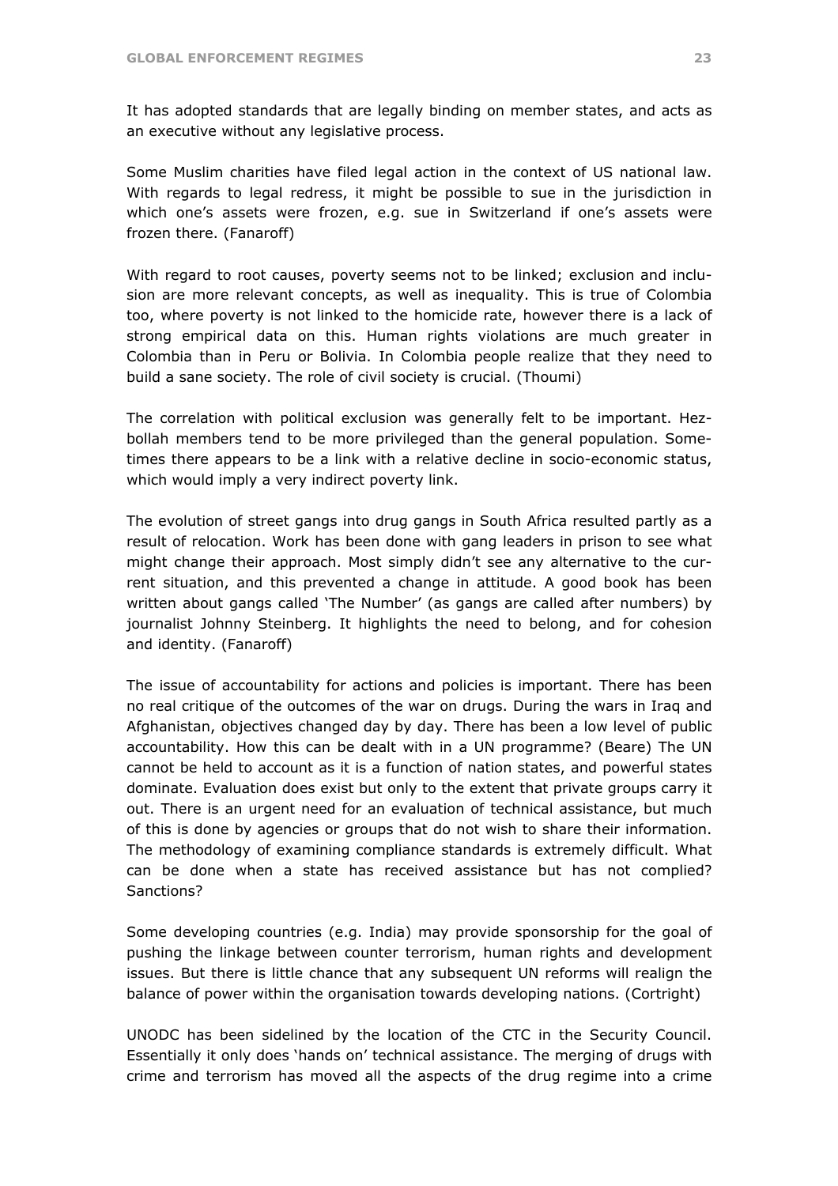It has adopted standards that are legally binding on member states, and acts as an executive without any legislative process.

Some Muslim charities have filed legal action in the context of US national law. With regards to legal redress, it might be possible to sue in the jurisdiction in which one's assets were frozen, e.g. sue in Switzerland if one's assets were frozen there. (Fanaroff)

With regard to root causes, poverty seems not to be linked; exclusion and inclusion are more relevant concepts, as well as inequality. This is true of Colombia too, where poverty is not linked to the homicide rate, however there is a lack of strong empirical data on this. Human rights violations are much greater in Colombia than in Peru or Bolivia. In Colombia people realize that they need to build a sane society. The role of civil society is crucial. (Thoumi)

The correlation with political exclusion was generally felt to be important. Hezbollah members tend to be more privileged than the general population. Sometimes there appears to be a link with a relative decline in socio-economic status, which would imply a very indirect poverty link.

The evolution of street gangs into drug gangs in South Africa resulted partly as a result of relocation. Work has been done with gang leaders in prison to see what might change their approach. Most simply didn't see any alternative to the current situation, and this prevented a change in attitude. A good book has been written about gangs called 'The Number' (as gangs are called after numbers) by journalist Johnny Steinberg. It highlights the need to belong, and for cohesion and identity. (Fanaroff)

The issue of accountability for actions and policies is important. There has been no real critique of the outcomes of the war on drugs. During the wars in Iraq and Afghanistan, objectives changed day by day. There has been a low level of public accountability. How this can be dealt with in a UN programme? (Beare) The UN cannot be held to account as it is a function of nation states, and powerful states dominate. Evaluation does exist but only to the extent that private groups carry it out. There is an urgent need for an evaluation of technical assistance, but much of this is done by agencies or groups that do not wish to share their information. The methodology of examining compliance standards is extremely difficult. What can be done when a state has received assistance but has not complied? Sanctions?

Some developing countries (e.g. India) may provide sponsorship for the goal of pushing the linkage between counter terrorism, human rights and development issues. But there is little chance that any subsequent UN reforms will realign the balance of power within the organisation towards developing nations. (Cortright)

UNODC has been sidelined by the location of the CTC in the Security Council. Essentially it only does 'hands on' technical assistance. The merging of drugs with crime and terrorism has moved all the aspects of the drug regime into a crime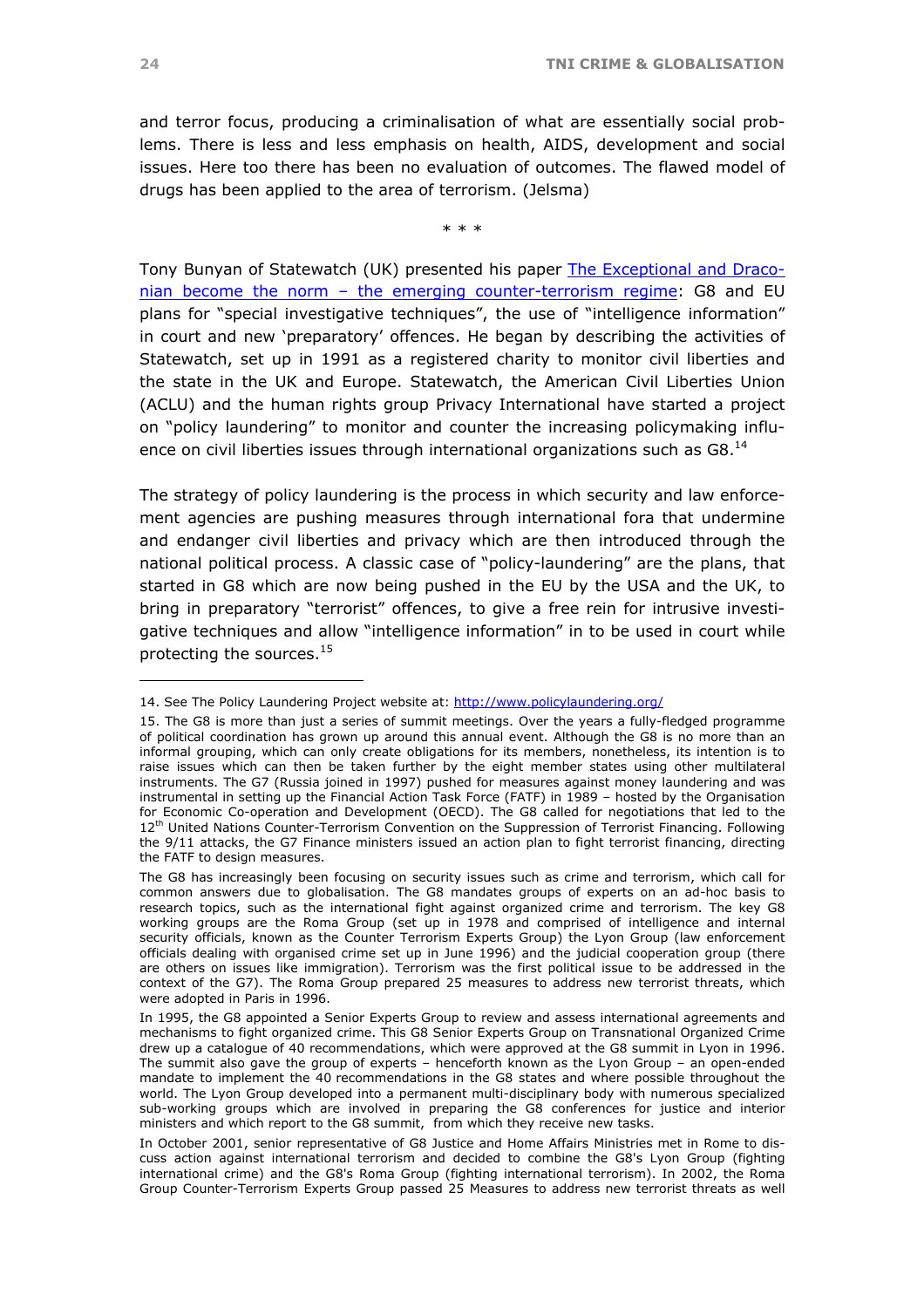and terror focus, producing a criminalisation of what are essentially social problems. There is less and less emphasis on health, AIDS, development and social issues. Here too there has been no evaluation of outcomes. The flawed model of drugs has been applied to the area of terrorism. (Jelsma)

\* \* \*

Tony Bunyan of Statewatch (UK) presented his paper The Exceptional and Draconian become the norm – the emerging counter-terrorism regime: G8 and EU plans for "special investigative techniques", the use of "intelligence information" in court and new 'preparatory' offences. He began by describing the activities of Statewatch, set up in 1991 as a registered charity to monitor civil liberties and the state in the UK and Europe. Statewatch, the American Civil Liberties Union (ACLU) and the human rights group Privacy International have started a project on "policy laundering" to monitor and counter the increasing policymaking influence on civil liberties issues through international organizations such as G8.[14]

The strategy of policy laundering is the process in which security and law enforcement agencies are pushing measures through international fora that undermine and endanger civil liberties and privacy which are then introduced through the national political process. A classic case of "policy-laundering" are the plans, that started in G8 which are now being pushed in the EU by the USA and the UK, to bring in preparatory "terrorist" offences, to give a free rein for intrusive investigative techniques and allow "intelligence information" in to be used in court while protecting the sources.[15]

---

14. See The Policy Laundering Project website at: http://www.policylaundering.org/

15. The G8 is more than just a series of summit meetings. Over the years a fully-fledged programme of political coordination has grown up around this annual event. Although the G8 is no more than an informal grouping, which can only create obligations for its members, nonetheless, its intention is to raise issues which can then be taken further by the eight member states using other multilateral instruments. The G7 (Russia joined in 1997) pushed for measures against money laundering and was instrumental in setting up the Financial Action Task Force (FATF) in 1989 – hosted by the Organisation for Economic Co-operation and Development (OECD). The G8 called for negotiations that led to the 12th United Nations Counter-Terrorism Convention on the Suppression of Terrorist Financing. Following the 9/11 attacks, the G7 Finance ministers issued an action plan to fight terrorist financing, directing the FATF to design measures.

The G8 has increasingly been focusing on security issues such as crime and terrorism, which call for common answers due to globalisation. The G8 mandates groups of experts on an ad-hoc basis to research topics, such as the international fight against organized crime and terrorism. The key G8 working groups are the Roma Group (set up in 1978 and comprised of intelligence and internal security officials, known as the Counter Terrorism Experts Group) the Lyon Group (law enforcement officials dealing with organised crime set up in June 1996) and the judicial cooperation group (there are others on issues like immigration). Terrorism was the first political issue to be addressed in the context of the G7). The Roma Group prepared 25 measures to address new terrorist threats, which were adopted in Paris in 1996.

In 1995, the G8 appointed a Senior Experts Group to review and assess international agreements and mechanisms to fight organized crime. This G8 Senior Experts Group on Transnational Organized Crime drew up a catalogue of 40 recommendations, which were approved at the G8 summit in Lyon in 1996. The summit also gave the group of experts – henceforth known as the Lyon Group – an open-ended mandate to implement the 40 recommendations in the G8 states and where possible throughout the world. The Lyon Group developed into a permanent multi-disciplinary body with numerous specialized sub-working groups which are involved in preparing the G8 conferences for justice and interior ministers and which report to the G8 summit, from which they receive new tasks.

In October 2001, senior representative of G8 Justice and Home Affairs Ministries met in Rome to discuss action against international terrorism and decided to combine the G8's Lyon Group (fighting international crime) and the G8's Roma Group (fighting international terrorism). In 2002, the Roma Group Counter-Terrorism Experts Group passed 25 Measures to address new terrorist threats as well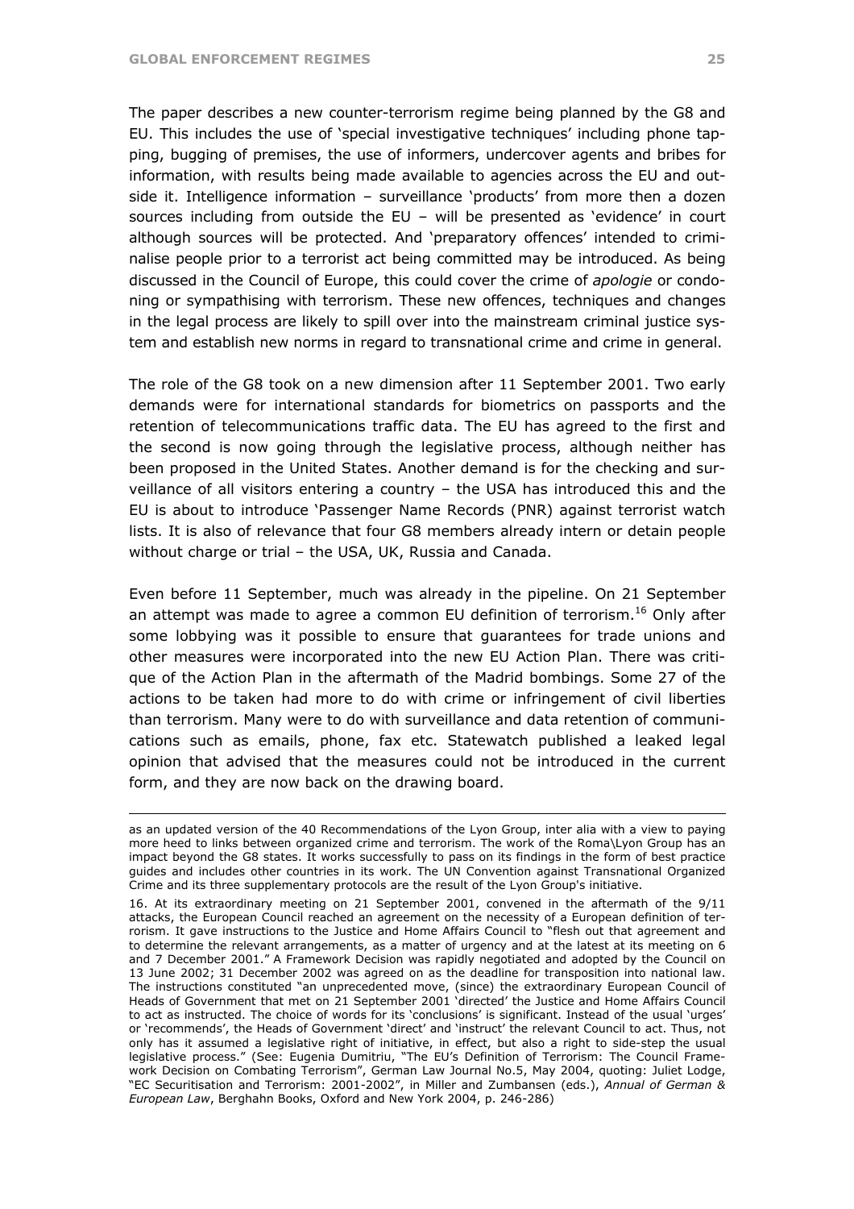The paper describes a new counter-terrorism regime being planned by the G8 and EU. This includes the use of 'special investigative techniques' including phone tapping, bugging of premises, the use of informers, undercover agents and bribes for information, with results being made available to agencies across the EU and outside it. Intelligence information – surveillance 'products' from more then a dozen sources including from outside the EU – will be presented as 'evidence' in court although sources will be protected. And 'preparatory offences' intended to criminalise people prior to a terrorist act being committed may be introduced. As being discussed in the Council of Europe, this could cover the crime of *apologie* or condoning or sympathising with terrorism. These new offences, techniques and changes in the legal process are likely to spill over into the mainstream criminal justice system and establish new norms in regard to transnational crime and crime in general.

The role of the G8 took on a new dimension after 11 September 2001. Two early demands were for international standards for biometrics on passports and the retention of telecommunications traffic data. The EU has agreed to the first and the second is now going through the legislative process, although neither has been proposed in the United States. Another demand is for the checking and surveillance of all visitors entering a country – the USA has introduced this and the EU is about to introduce 'Passenger Name Records (PNR) against terrorist watch lists. It is also of relevance that four G8 members already intern or detain people without charge or trial – the USA, UK, Russia and Canada.

Even before 11 September, much was already in the pipeline. On 21 September an attempt was made to agree a common EU definition of terrorism.[16] Only after some lobbying was it possible to ensure that guarantees for trade unions and other measures were incorporated into the new EU Action Plan. There was critique of the Action Plan in the aftermath of the Madrid bombings. Some 27 of the actions to be taken had more to do with crime or infringement of civil liberties than terrorism. Many were to do with surveillance and data retention of communications such as emails, phone, fax etc. Statewatch published a leaked legal opinion that advised that the measures could not be introduced in the current form, and they are now back on the drawing board.

---

as an updated version of the 40 Recommendations of the Lyon Group, inter alia with a view to paying more heed to links between organized crime and terrorism. The work of the Roma\Lyon Group has an impact beyond the G8 states. It works successfully to pass on its findings in the form of best practice guides and includes other countries in its work. The UN Convention against Transnational Organized Crime and its three supplementary protocols are the result of the Lyon Group's initiative.

16. At its extraordinary meeting on 21 September 2001, convened in the aftermath of the 9/11 attacks, the European Council reached an agreement on the necessity of a European definition of terrorism. It gave instructions to the Justice and Home Affairs Council to "flesh out that agreement and to determine the relevant arrangements, as a matter of urgency and at the latest at its meeting on 6 and 7 December 2001." A Framework Decision was rapidly negotiated and adopted by the Council on 13 June 2002; 31 December 2002 was agreed on as the deadline for transposition into national law. The instructions constituted "an unprecedented move, (since) the extraordinary European Council of Heads of Government that met on 21 September 2001 'directed' the Justice and Home Affairs Council to act as instructed. The choice of words for its 'conclusions' is significant. Instead of the usual 'urges' or 'recommends', the Heads of Government 'direct' and 'instruct' the relevant Council to act. Thus, not only has it assumed a legislative right of initiative, in effect, but also a right to side-step the usual legislative process." (See: Eugenia Dumitriu, "The EU's Definition of Terrorism: The Council Framework Decision on Combating Terrorism", German Law Journal No.5, May 2004, quoting: Juliet Lodge, "EC Securitisation and Terrorism: 2001-2002", in Miller and Zumbansen (eds.), *Annual of German & European Law*, Berghahn Books, Oxford and New York 2004, p. 246-286)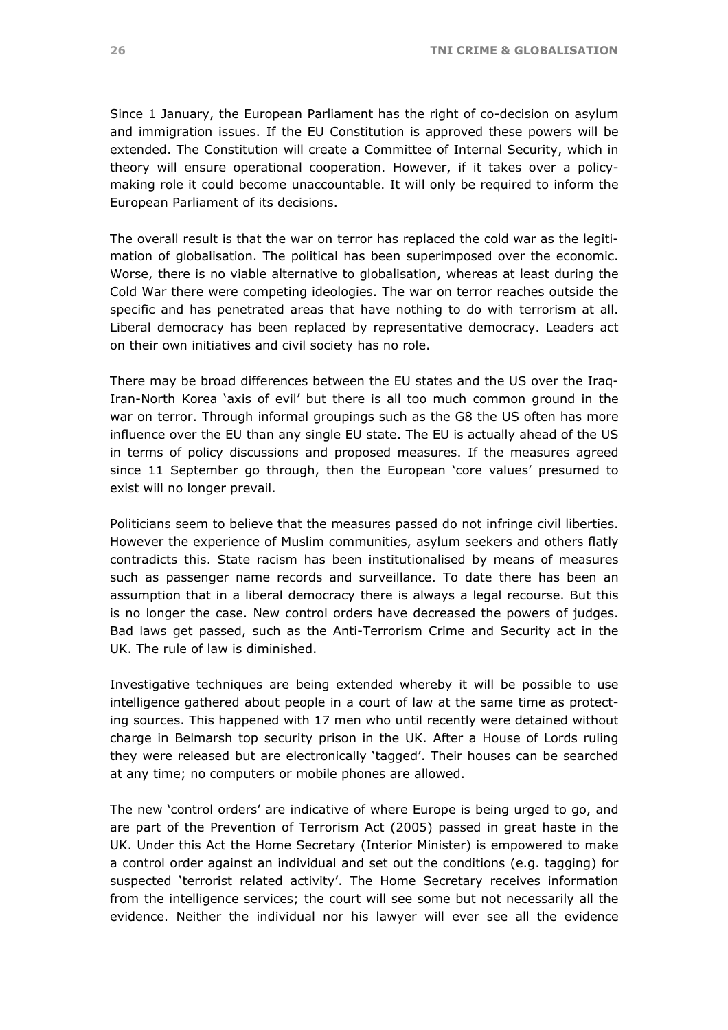Since 1 January, the European Parliament has the right of co-decision on asylum and immigration issues. If the EU Constitution is approved these powers will be extended. The Constitution will create a Committee of Internal Security, which in theory will ensure operational cooperation. However, if it takes over a policy-making role it could become unaccountable. It will only be required to inform the European Parliament of its decisions.

The overall result is that the war on terror has replaced the cold war as the legitimation of globalisation. The political has been superimposed over the economic. Worse, there is no viable alternative to globalisation, whereas at least during the Cold War there were competing ideologies. The war on terror reaches outside the specific and has penetrated areas that have nothing to do with terrorism at all. Liberal democracy has been replaced by representative democracy. Leaders act on their own initiatives and civil society has no role.

There may be broad differences between the EU states and the US over the Iraq-Iran-North Korea 'axis of evil' but there is all too much common ground in the war on terror. Through informal groupings such as the G8 the US often has more influence over the EU than any single EU state. The EU is actually ahead of the US in terms of policy discussions and proposed measures. If the measures agreed since 11 September go through, then the European 'core values' presumed to exist will no longer prevail.

Politicians seem to believe that the measures passed do not infringe civil liberties. However the experience of Muslim communities, asylum seekers and others flatly contradicts this. State racism has been institutionalised by means of measures such as passenger name records and surveillance. To date there has been an assumption that in a liberal democracy there is always a legal recourse. But this is no longer the case. New control orders have decreased the powers of judges. Bad laws get passed, such as the Anti-Terrorism Crime and Security act in the UK. The rule of law is diminished.

Investigative techniques are being extended whereby it will be possible to use intelligence gathered about people in a court of law at the same time as protecting sources. This happened with 17 men who until recently were detained without charge in Belmarsh top security prison in the UK. After a House of Lords ruling they were released but are electronically 'tagged'. Their houses can be searched at any time; no computers or mobile phones are allowed.

The new 'control orders' are indicative of where Europe is being urged to go, and are part of the Prevention of Terrorism Act (2005) passed in great haste in the UK. Under this Act the Home Secretary (Interior Minister) is empowered to make a control order against an individual and set out the conditions (e.g. tagging) for suspected 'terrorist related activity'. The Home Secretary receives information from the intelligence services; the court will see some but not necessarily all the evidence. Neither the individual nor his lawyer will ever see all the evidence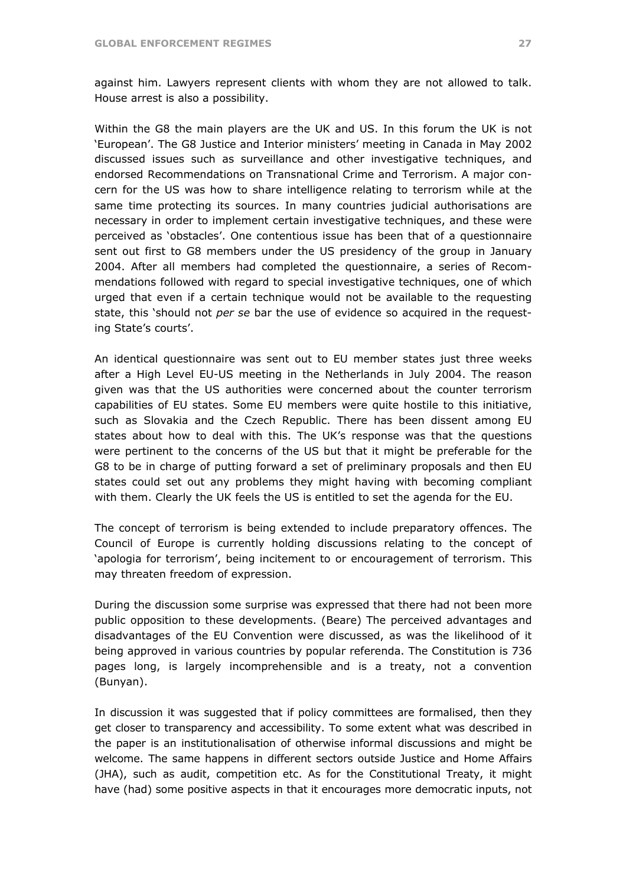against him. Lawyers represent clients with whom they are not allowed to talk. House arrest is also a possibility.

Within the G8 the main players are the UK and US. In this forum the UK is not 'European'. The G8 Justice and Interior ministers' meeting in Canada in May 2002 discussed issues such as surveillance and other investigative techniques, and endorsed Recommendations on Transnational Crime and Terrorism. A major concern for the US was how to share intelligence relating to terrorism while at the same time protecting its sources. In many countries judicial authorisations are necessary in order to implement certain investigative techniques, and these were perceived as 'obstacles'. One contentious issue has been that of a questionnaire sent out first to G8 members under the US presidency of the group in January 2004. After all members had completed the questionnaire, a series of Recommendations followed with regard to special investigative techniques, one of which urged that even if a certain technique would not be available to the requesting state, this 'should not *per se* bar the use of evidence so acquired in the requesting State's courts'.

An identical questionnaire was sent out to EU member states just three weeks after a High Level EU-US meeting in the Netherlands in July 2004. The reason given was that the US authorities were concerned about the counter terrorism capabilities of EU states. Some EU members were quite hostile to this initiative, such as Slovakia and the Czech Republic. There has been dissent among EU states about how to deal with this. The UK's response was that the questions were pertinent to the concerns of the US but that it might be preferable for the G8 to be in charge of putting forward a set of preliminary proposals and then EU states could set out any problems they might having with becoming compliant with them. Clearly the UK feels the US is entitled to set the agenda for the EU.

The concept of terrorism is being extended to include preparatory offences. The Council of Europe is currently holding discussions relating to the concept of 'apologia for terrorism', being incitement to or encouragement of terrorism. This may threaten freedom of expression.

During the discussion some surprise was expressed that there had not been more public opposition to these developments. (Beare) The perceived advantages and disadvantages of the EU Convention were discussed, as was the likelihood of it being approved in various countries by popular referenda. The Constitution is 736 pages long, is largely incomprehensible and is a treaty, not a convention (Bunyan).

In discussion it was suggested that if policy committees are formalised, then they get closer to transparency and accessibility. To some extent what was described in the paper is an institutionalisation of otherwise informal discussions and might be welcome. The same happens in different sectors outside Justice and Home Affairs (JHA), such as audit, competition etc. As for the Constitutional Treaty, it might have (had) some positive aspects in that it encourages more democratic inputs, not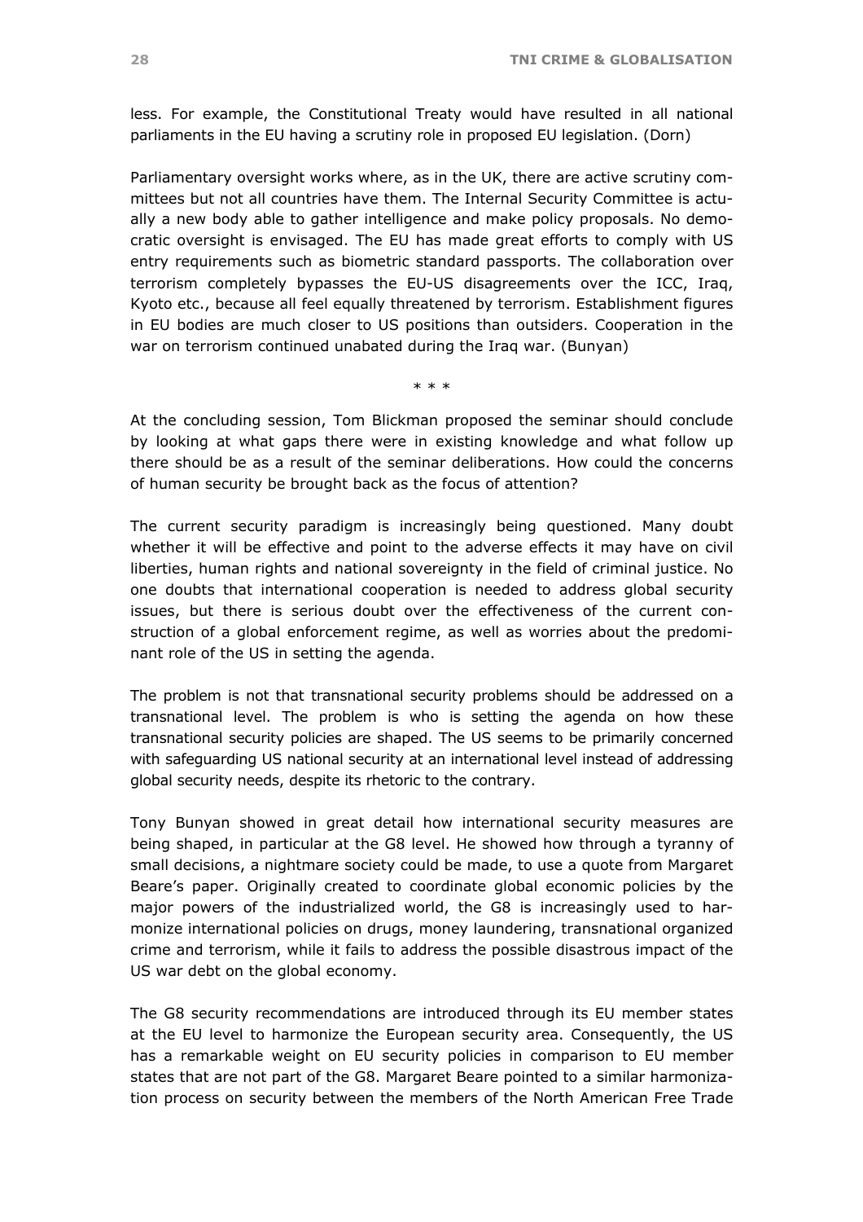less. For example, the Constitutional Treaty would have resulted in all national parliaments in the EU having a scrutiny role in proposed EU legislation. (Dorn)

Parliamentary oversight works where, as in the UK, there are active scrutiny committees but not all countries have them. The Internal Security Committee is actually a new body able to gather intelligence and make policy proposals. No democratic oversight is envisaged. The EU has made great efforts to comply with US entry requirements such as biometric standard passports. The collaboration over terrorism completely bypasses the EU-US disagreements over the ICC, Iraq, Kyoto etc., because all feel equally threatened by terrorism. Establishment figures in EU bodies are much closer to US positions than outsiders. Cooperation in the war on terrorism continued unabated during the Iraq war. (Bunyan)

\* \* \*

At the concluding session, Tom Blickman proposed the seminar should conclude by looking at what gaps there were in existing knowledge and what follow up there should be as a result of the seminar deliberations. How could the concerns of human security be brought back as the focus of attention?

The current security paradigm is increasingly being questioned. Many doubt whether it will be effective and point to the adverse effects it may have on civil liberties, human rights and national sovereignty in the field of criminal justice. No one doubts that international cooperation is needed to address global security issues, but there is serious doubt over the effectiveness of the current construction of a global enforcement regime, as well as worries about the predominant role of the US in setting the agenda.

The problem is not that transnational security problems should be addressed on a transnational level. The problem is who is setting the agenda on how these transnational security policies are shaped. The US seems to be primarily concerned with safeguarding US national security at an international level instead of addressing global security needs, despite its rhetoric to the contrary.

Tony Bunyan showed in great detail how international security measures are being shaped, in particular at the G8 level. He showed how through a tyranny of small decisions, a nightmare society could be made, to use a quote from Margaret Beare's paper. Originally created to coordinate global economic policies by the major powers of the industrialized world, the G8 is increasingly used to harmonize international policies on drugs, money laundering, transnational organized crime and terrorism, while it fails to address the possible disastrous impact of the US war debt on the global economy.

The G8 security recommendations are introduced through its EU member states at the EU level to harmonize the European security area. Consequently, the US has a remarkable weight on EU security policies in comparison to EU member states that are not part of the G8. Margaret Beare pointed to a similar harmonization process on security between the members of the North American Free Trade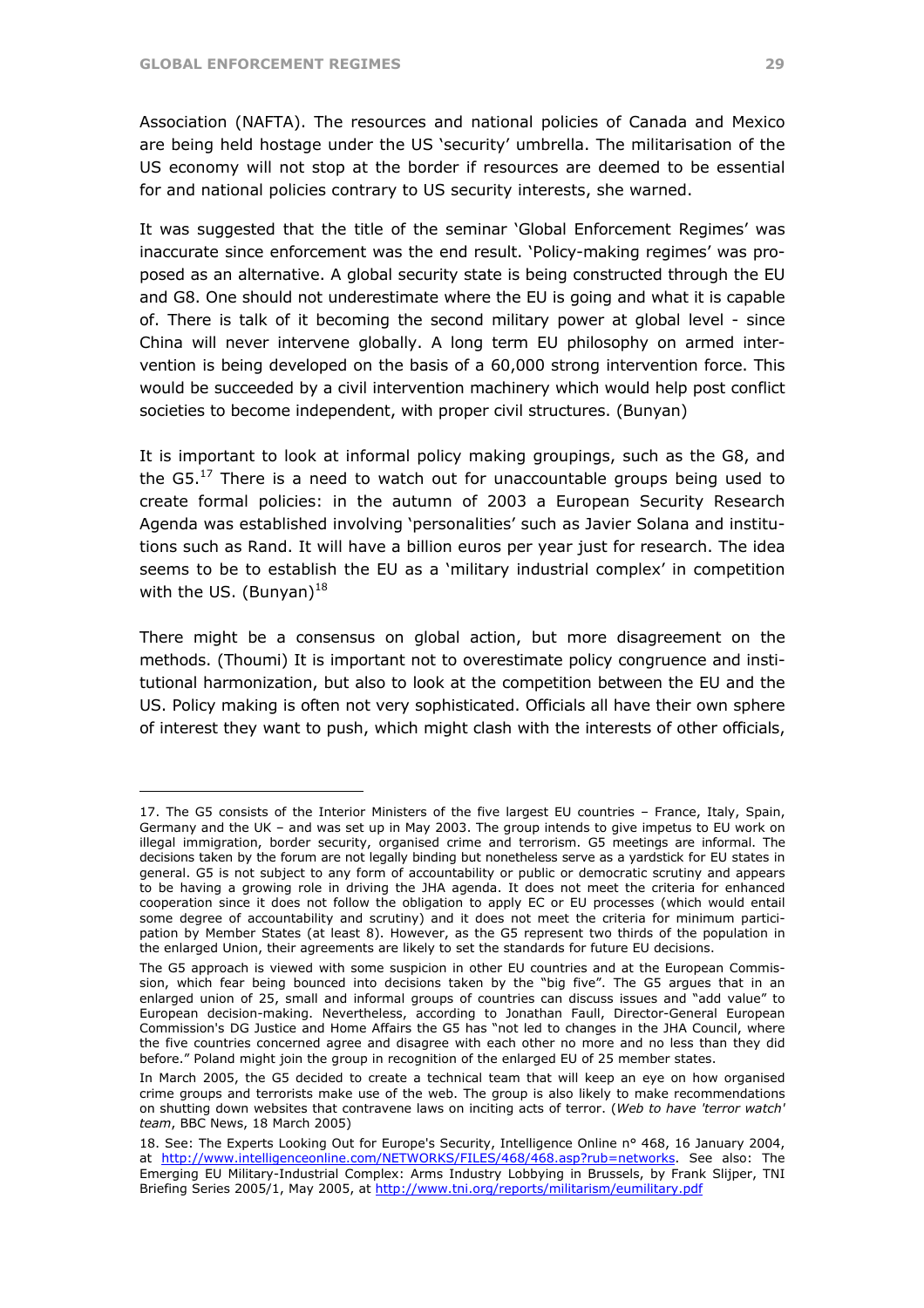Association (NAFTA). The resources and national policies of Canada and Mexico are being held hostage under the US 'security' umbrella. The militarisation of the US economy will not stop at the border if resources are deemed to be essential for and national policies contrary to US security interests, she warned.

It was suggested that the title of the seminar 'Global Enforcement Regimes' was inaccurate since enforcement was the end result. 'Policy-making regimes' was proposed as an alternative. A global security state is being constructed through the EU and G8. One should not underestimate where the EU is going and what it is capable of. There is talk of it becoming the second military power at global level - since China will never intervene globally. A long term EU philosophy on armed intervention is being developed on the basis of a 60,000 strong intervention force. This would be succeeded by a civil intervention machinery which would help post conflict societies to become independent, with proper civil structures. (Bunyan)

It is important to look at informal policy making groupings, such as the G8, and the G5.[17] There is a need to watch out for unaccountable groups being used to create formal policies: in the autumn of 2003 a European Security Research Agenda was established involving 'personalities' such as Javier Solana and institutions such as Rand. It will have a billion euros per year just for research. The idea seems to be to establish the EU as a 'military industrial complex' in competition with the US. (Bunyan)[18]

There might be a consensus on global action, but more disagreement on the methods. (Thoumi) It is important not to overestimate policy congruence and institutional harmonization, but also to look at the competition between the EU and the US. Policy making is often not very sophisticated. Officials all have their own sphere of interest they want to push, which might clash with the interests of other officials,

---

17. The G5 consists of the Interior Ministers of the five largest EU countries – France, Italy, Spain, Germany and the UK – and was set up in May 2003. The group intends to give impetus to EU work on illegal immigration, border security, organised crime and terrorism. G5 meetings are informal. The decisions taken by the forum are not legally binding but nonetheless serve as a yardstick for EU states in general. G5 is not subject to any form of accountability or public or democratic scrutiny and appears to be having a growing role in driving the JHA agenda. It does not meet the criteria for enhanced cooperation since it does not follow the obligation to apply EC or EU processes (which would entail some degree of accountability and scrutiny) and it does not meet the criteria for minimum participation by Member States (at least 8). However, as the G5 represent two thirds of the population in the enlarged Union, their agreements are likely to set the standards for future EU decisions.

The G5 approach is viewed with some suspicion in other EU countries and at the European Commission, which fear being bounced into decisions taken by the "big five". The G5 argues that in an enlarged union of 25, small and informal groups of countries can discuss issues and "add value" to European decision-making. Nevertheless, according to Jonathan Faull, Director-General European Commission's DG Justice and Home Affairs the G5 has "not led to changes in the JHA Council, where the five countries concerned agree and disagree with each other no more and no less than they did before." Poland might join the group in recognition of the enlarged EU of 25 member states.

In March 2005, the G5 decided to create a technical team that will keep an eye on how organised crime groups and terrorists make use of the web. The group is also likely to make recommendations on shutting down websites that contravene laws on inciting acts of terror. (*Web to have 'terror watch' team*, BBC News, 18 March 2005)

18. See: The Experts Looking Out for Europe's Security, Intelligence Online n° 468, 16 January 2004, at http://www.intelligenceonline.com/NETWORKS/FILES/468/468.asp?rub=networks. See also: The Emerging EU Military-Industrial Complex: Arms Industry Lobbying in Brussels, by Frank Slijper, TNI Briefing Series 2005/1, May 2005, at http://www.tni.org/reports/militarism/eumilitary.pdf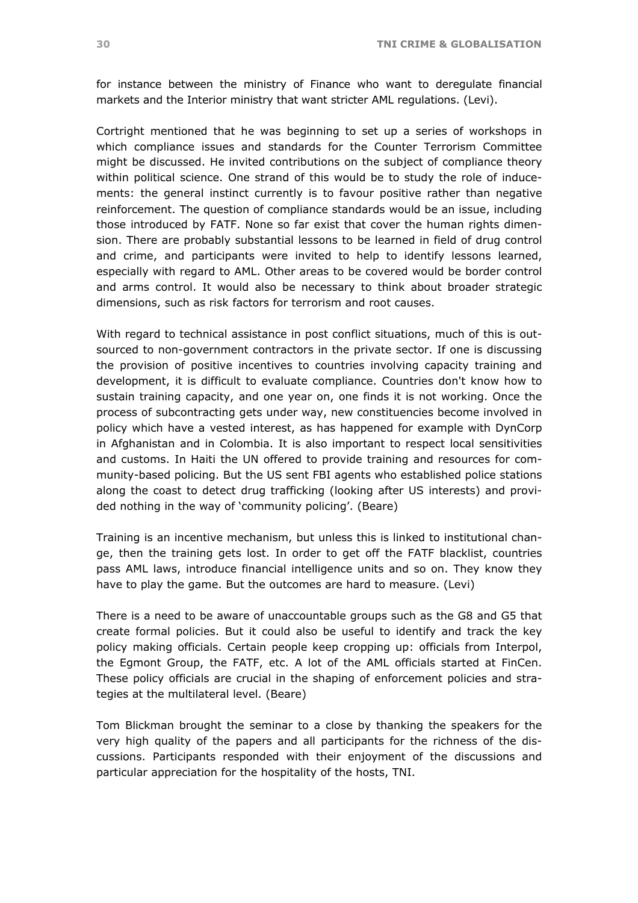for instance between the ministry of Finance who want to deregulate financial markets and the Interior ministry that want stricter AML regulations. (Levi).

Cortright mentioned that he was beginning to set up a series of workshops in which compliance issues and standards for the Counter Terrorism Committee might be discussed. He invited contributions on the subject of compliance theory within political science. One strand of this would be to study the role of inducements: the general instinct currently is to favour positive rather than negative reinforcement. The question of compliance standards would be an issue, including those introduced by FATF. None so far exist that cover the human rights dimension. There are probably substantial lessons to be learned in field of drug control and crime, and participants were invited to help to identify lessons learned, especially with regard to AML. Other areas to be covered would be border control and arms control. It would also be necessary to think about broader strategic dimensions, such as risk factors for terrorism and root causes.

With regard to technical assistance in post conflict situations, much of this is outsourced to non-government contractors in the private sector. If one is discussing the provision of positive incentives to countries involving capacity training and development, it is difficult to evaluate compliance. Countries don't know how to sustain training capacity, and one year on, one finds it is not working. Once the process of subcontracting gets under way, new constituencies become involved in policy which have a vested interest, as has happened for example with DynCorp in Afghanistan and in Colombia. It is also important to respect local sensitivities and customs. In Haiti the UN offered to provide training and resources for community-based policing. But the US sent FBI agents who established police stations along the coast to detect drug trafficking (looking after US interests) and provided nothing in the way of 'community policing'. (Beare)

Training is an incentive mechanism, but unless this is linked to institutional change, then the training gets lost. In order to get off the FATF blacklist, countries pass AML laws, introduce financial intelligence units and so on. They know they have to play the game. But the outcomes are hard to measure. (Levi)

There is a need to be aware of unaccountable groups such as the G8 and G5 that create formal policies. But it could also be useful to identify and track the key policy making officials. Certain people keep cropping up: officials from Interpol, the Egmont Group, the FATF, etc. A lot of the AML officials started at FinCen. These policy officials are crucial in the shaping of enforcement policies and strategies at the multilateral level. (Beare)

Tom Blickman brought the seminar to a close by thanking the speakers for the very high quality of the papers and all participants for the richness of the discussions. Participants responded with their enjoyment of the discussions and particular appreciation for the hospitality of the hosts, TNI.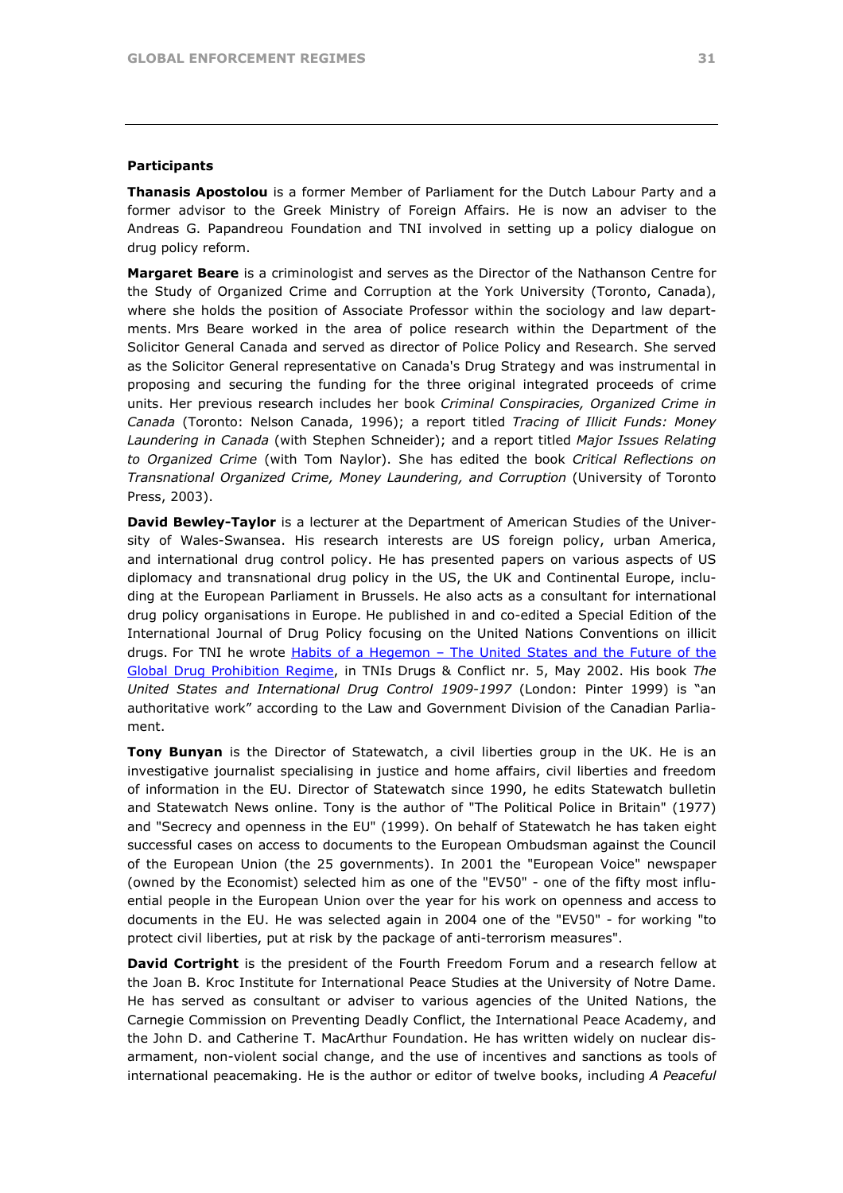**Participants**

**Thanasis Apostolou** is a former Member of Parliament for the Dutch Labour Party and a former advisor to the Greek Ministry of Foreign Affairs. He is now an adviser to the Andreas G. Papandreou Foundation and TNI involved in setting up a policy dialogue on drug policy reform.

**Margaret Beare** is a criminologist and serves as the Director of the Nathanson Centre for the Study of Organized Crime and Corruption at the York University (Toronto, Canada), where she holds the position of Associate Professor within the sociology and law departments. Mrs Beare worked in the area of police research within the Department of the Solicitor General Canada and served as director of Police Policy and Research. She served as the Solicitor General representative on Canada's Drug Strategy and was instrumental in proposing and securing the funding for the three original integrated proceeds of crime units. Her previous research includes her book *Criminal Conspiracies, Organized Crime in Canada* (Toronto: Nelson Canada, 1996); a report titled *Tracing of Illicit Funds: Money Laundering in Canada* (with Stephen Schneider); and a report titled *Major Issues Relating to Organized Crime* (with Tom Naylor). She has edited the book *Critical Reflections on Transnational Organized Crime, Money Laundering, and Corruption* (University of Toronto Press, 2003).

**David Bewley-Taylor** is a lecturer at the Department of American Studies of the University of Wales-Swansea. His research interests are US foreign policy, urban America, and international drug control policy. He has presented papers on various aspects of US diplomacy and transnational drug policy in the US, the UK and Continental Europe, including at the European Parliament in Brussels. He also acts as a consultant for international drug policy organisations in Europe. He published in and co-edited a Special Edition of the International Journal of Drug Policy focusing on the United Nations Conventions on illicit drugs. For TNI he wrote Habits of a Hegemon – The United States and the Future of the Global Drug Prohibition Regime, in TNIs Drugs & Conflict nr. 5, May 2002. His book *The United States and International Drug Control 1909-1997* (London: Pinter 1999) is "an authoritative work" according to the Law and Government Division of the Canadian Parliament.

**Tony Bunyan** is the Director of Statewatch, a civil liberties group in the UK. He is an investigative journalist specialising in justice and home affairs, civil liberties and freedom of information in the EU. Director of Statewatch since 1990, he edits Statewatch bulletin and Statewatch News online. Tony is the author of "The Political Police in Britain" (1977) and "Secrecy and openness in the EU" (1999). On behalf of Statewatch he has taken eight successful cases on access to documents to the European Ombudsman against the Council of the European Union (the 25 governments). In 2001 the "European Voice" newspaper (owned by the Economist) selected him as one of the "EV50" - one of the fifty most influential people in the European Union over the year for his work on openness and access to documents in the EU. He was selected again in 2004 one of the "EV50" - for working "to protect civil liberties, put at risk by the package of anti-terrorism measures".

**David Cortright** is the president of the Fourth Freedom Forum and a research fellow at the Joan B. Kroc Institute for International Peace Studies at the University of Notre Dame. He has served as consultant or adviser to various agencies of the United Nations, the Carnegie Commission on Preventing Deadly Conflict, the International Peace Academy, and the John D. and Catherine T. MacArthur Foundation. He has written widely on nuclear disarmament, non-violent social change, and the use of incentives and sanctions as tools of international peacemaking. He is the author or editor of twelve books, including *A Peaceful*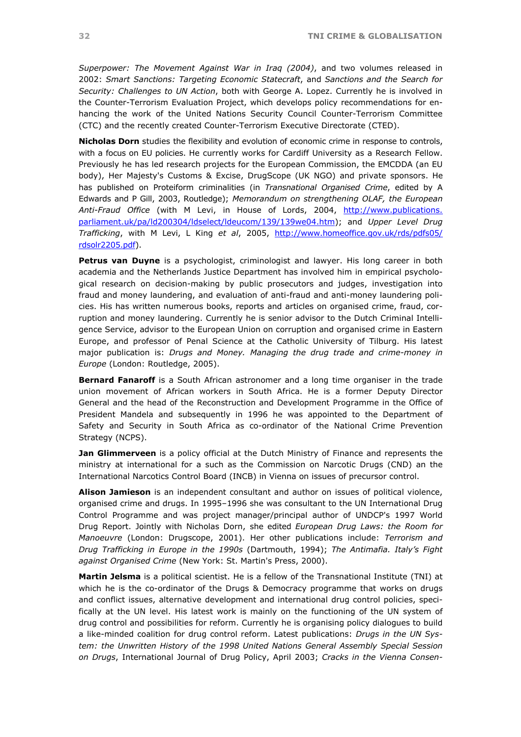*Superpower: The Movement Against War in Iraq (2004)*, and two volumes released in 2002: *Smart Sanctions: Targeting Economic Statecraft*, and *Sanctions and the Search for Security: Challenges to UN Action*, both with George A. Lopez. Currently he is involved in the Counter-Terrorism Evaluation Project, which develops policy recommendations for enhancing the work of the United Nations Security Council Counter-Terrorism Committee (CTC) and the recently created Counter-Terrorism Executive Directorate (CTED).

**Nicholas Dorn** studies the flexibility and evolution of economic crime in response to controls, with a focus on EU policies. He currently works for Cardiff University as a Research Fellow. Previously he has led research projects for the European Commission, the EMCDDA (an EU body), Her Majesty's Customs & Excise, DrugScope (UK NGO) and private sponsors. He has published on Proteiform criminalities (in *Transnational Organised Crime*, edited by A Edwards and P Gill, 2003, Routledge); *Memorandum on strengthening OLAF, the European Anti-Fraud Office* (with M Levi, in House of Lords, 2004, http://www.publications.parliament.uk/pa/ld200304/ldselect/ldeucom/139/139we04.htm); and *Upper Level Drug Trafficking*, with M Levi, L King *et al*, 2005, http://www.homeoffice.gov.uk/rds/pdfs05/rdsolr2205.pdf).

**Petrus van Duyne** is a psychologist, criminologist and lawyer. His long career in both academia and the Netherlands Justice Department has involved him in empirical psychological research on decision-making by public prosecutors and judges, investigation into fraud and money laundering, and evaluation of anti-fraud and anti-money laundering policies. His has written numerous books, reports and articles on organised crime, fraud, corruption and money laundering. Currently he is senior advisor to the Dutch Criminal Intelligence Service, advisor to the European Union on corruption and organised crime in Eastern Europe, and professor of Penal Science at the Catholic University of Tilburg. His latest major publication is: *Drugs and Money. Managing the drug trade and crime-money in Europe* (London: Routledge, 2005).

**Bernard Fanaroff** is a South African astronomer and a long time organiser in the trade union movement of African workers in South Africa. He is a former Deputy Director General and the head of the Reconstruction and Development Programme in the Office of President Mandela and subsequently in 1996 he was appointed to the Department of Safety and Security in South Africa as co-ordinator of the National Crime Prevention Strategy (NCPS).

**Jan Glimmerveen** is a policy official at the Dutch Ministry of Finance and represents the ministry at international for a such as the Commission on Narcotic Drugs (CND) an the International Narcotics Control Board (INCB) in Vienna on issues of precursor control.

**Alison Jamieson** is an independent consultant and author on issues of political violence, organised crime and drugs. In 1995–1996 she was consultant to the UN International Drug Control Programme and was project manager/principal author of UNDCP's 1997 World Drug Report. Jointly with Nicholas Dorn, she edited *European Drug Laws: the Room for Manoeuvre* (London: Drugscope, 2001). Her other publications include: *Terrorism and Drug Trafficking in Europe in the 1990s* (Dartmouth, 1994); *The Antimafia. Italy's Fight against Organised Crime* (New York: St. Martin's Press, 2000).

**Martin Jelsma** is a political scientist. He is a fellow of the Transnational Institute (TNI) at which he is the co-ordinator of the Drugs & Democracy programme that works on drugs and conflict issues, alternative development and international drug control policies, specifically at the UN level. His latest work is mainly on the functioning of the UN system of drug control and possibilities for reform. Currently he is organising policy dialogues to build a like-minded coalition for drug control reform. Latest publications: *Drugs in the UN System: the Unwritten History of the 1998 United Nations General Assembly Special Session on Drugs*, International Journal of Drug Policy, April 2003; *Cracks in the Vienna Consen-*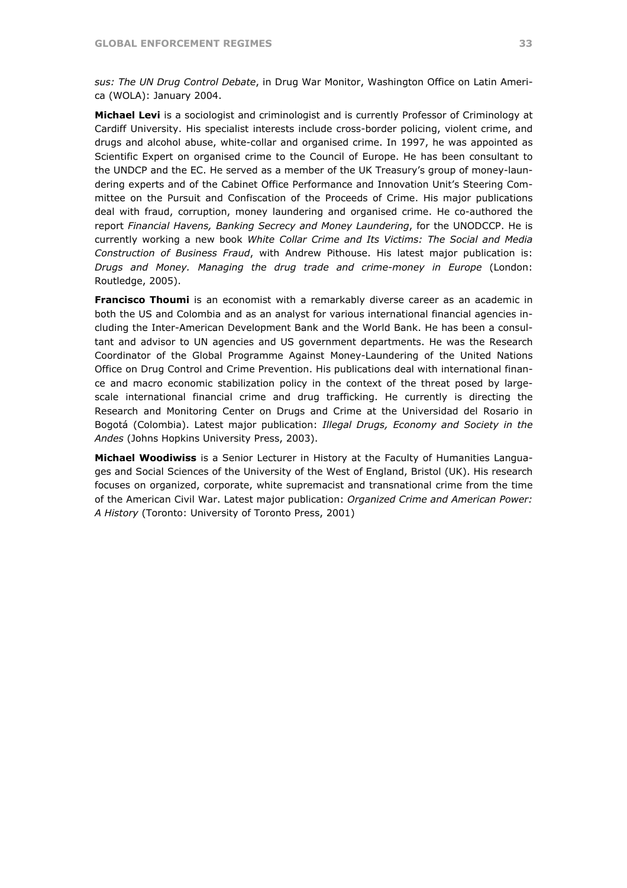*sus: The UN Drug Control Debate*, in Drug War Monitor, Washington Office on Latin America (WOLA): January 2004.

**Michael Levi** is a sociologist and criminologist and is currently Professor of Criminology at Cardiff University. His specialist interests include cross-border policing, violent crime, and drugs and alcohol abuse, white-collar and organised crime. In 1997, he was appointed as Scientific Expert on organised crime to the Council of Europe. He has been consultant to the UNDCP and the EC. He served as a member of the UK Treasury's group of money-laundering experts and of the Cabinet Office Performance and Innovation Unit's Steering Committee on the Pursuit and Confiscation of the Proceeds of Crime. His major publications deal with fraud, corruption, money laundering and organised crime. He co-authored the report *Financial Havens, Banking Secrecy and Money Laundering*, for the UNODCCP. He is currently working a new book *White Collar Crime and Its Victims: The Social and Media Construction of Business Fraud*, with Andrew Pithouse. His latest major publication is: *Drugs and Money. Managing the drug trade and crime-money in Europe* (London: Routledge, 2005).

**Francisco Thoumi** is an economist with a remarkably diverse career as an academic in both the US and Colombia and as an analyst for various international financial agencies including the Inter-American Development Bank and the World Bank. He has been a consultant and advisor to UN agencies and US government departments. He was the Research Coordinator of the Global Programme Against Money-Laundering of the United Nations Office on Drug Control and Crime Prevention. His publications deal with international finance and macro economic stabilization policy in the context of the threat posed by large-scale international financial crime and drug trafficking. He currently is directing the Research and Monitoring Center on Drugs and Crime at the Universidad del Rosario in Bogotá (Colombia). Latest major publication: *Illegal Drugs, Economy and Society in the Andes* (Johns Hopkins University Press, 2003).

**Michael Woodiwiss** is a Senior Lecturer in History at the Faculty of Humanities Languages and Social Sciences of the University of the West of England, Bristol (UK). His research focuses on organized, corporate, white supremacist and transnational crime from the time of the American Civil War. Latest major publication: *Organized Crime and American Power: A History* (Toronto: University of Toronto Press, 2001)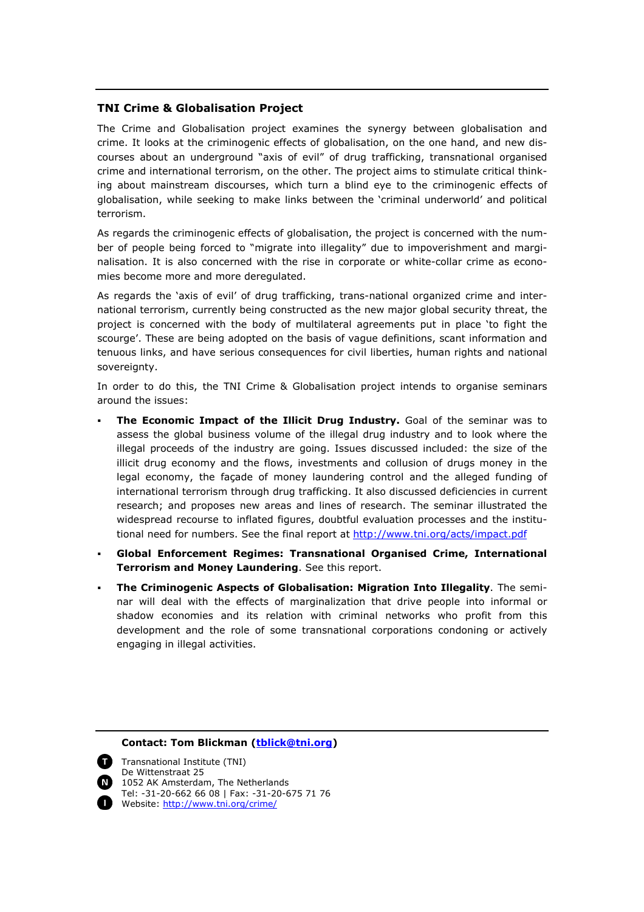## TNI Crime & Globalisation Project

The Crime and Globalisation project examines the synergy between globalisation and crime. It looks at the criminogenic effects of globalisation, on the one hand, and new discourses about an underground "axis of evil" of drug trafficking, transnational organised crime and international terrorism, on the other. The project aims to stimulate critical thinking about mainstream discourses, which turn a blind eye to the criminogenic effects of globalisation, while seeking to make links between the 'criminal underworld' and political terrorism.

As regards the criminogenic effects of globalisation, the project is concerned with the number of people being forced to "migrate into illegality" due to impoverishment and marginalisation. It is also concerned with the rise in corporate or white-collar crime as economies become more and more deregulated.

As regards the 'axis of evil' of drug trafficking, trans-national organized crime and international terrorism, currently being constructed as the new major global security threat, the project is concerned with the body of multilateral agreements put in place 'to fight the scourge'. These are being adopted on the basis of vague definitions, scant information and tenuous links, and have serious consequences for civil liberties, human rights and national sovereignty.

In order to do this, the TNI Crime & Globalisation project intends to organise seminars around the issues:

- **The Economic Impact of the Illicit Drug Industry.** Goal of the seminar was to assess the global business volume of the illegal drug industry and to look where the illegal proceeds of the industry are going. Issues discussed included: the size of the illicit drug economy and the flows, investments and collusion of drugs money in the legal economy, the façade of money laundering control and the alleged funding of international terrorism through drug trafficking. It also discussed deficiencies in current research; and proposes new areas and lines of research. The seminar illustrated the widespread recourse to inflated figures, doubtful evaluation processes and the institutional need for numbers. See the final report at http://www.tni.org/acts/impact.pdf
- **Global Enforcement Regimes: Transnational Organised Crime, International Terrorism and Money Laundering**. See this report.
- **The Criminogenic Aspects of Globalisation: Migration Into Illegality**. The seminar will deal with the effects of marginalization that drive people into informal or shadow economies and its relation with criminal networks who profit from this development and the role of some transnational corporations condoning or actively engaging in illegal activities.

**Contact: Tom Blickman (tblick@tni.org)**

Transnational Institute (TNI)
De Wittenstraat 25
1052 AK Amsterdam, The Netherlands
Tel: -31-20-662 66 08 | Fax: -31-20-675 71 76
Website: http://www.tni.org/crime/